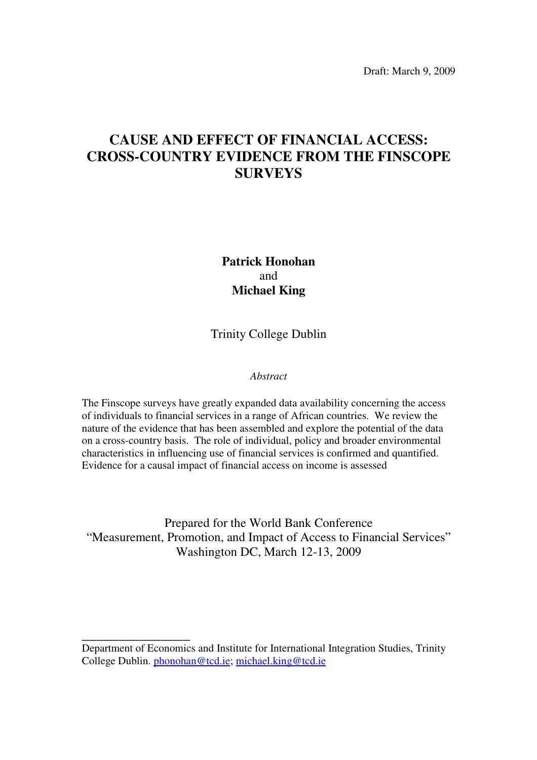Draft: March 9, 2009

# CAUSE AND EFFECT OF FINANCIAL ACCESS: CROSS-COUNTRY EVIDENCE FROM THE FINSCOPE SURVEYS

**Patrick Honohan**
and
**Michael King**

Trinity College Dublin

*Abstract*

The Finscope surveys have greatly expanded data availability concerning the access of individuals to financial services in a range of African countries. We review the nature of the evidence that has been assembled and explore the potential of the data on a cross-country basis. The role of individual, policy and broader environmental characteristics in influencing use of financial services is confirmed and quantified. Evidence for a causal impact of financial access on income is assessed

Prepared for the World Bank Conference
"Measurement, Promotion, and Impact of Access to Financial Services"
Washington DC, March 12-13, 2009

---

Department of Economics and Institute for International Integration Studies, Trinity College Dublin. phonohan@tcd.ie; michael.king@tcd.ie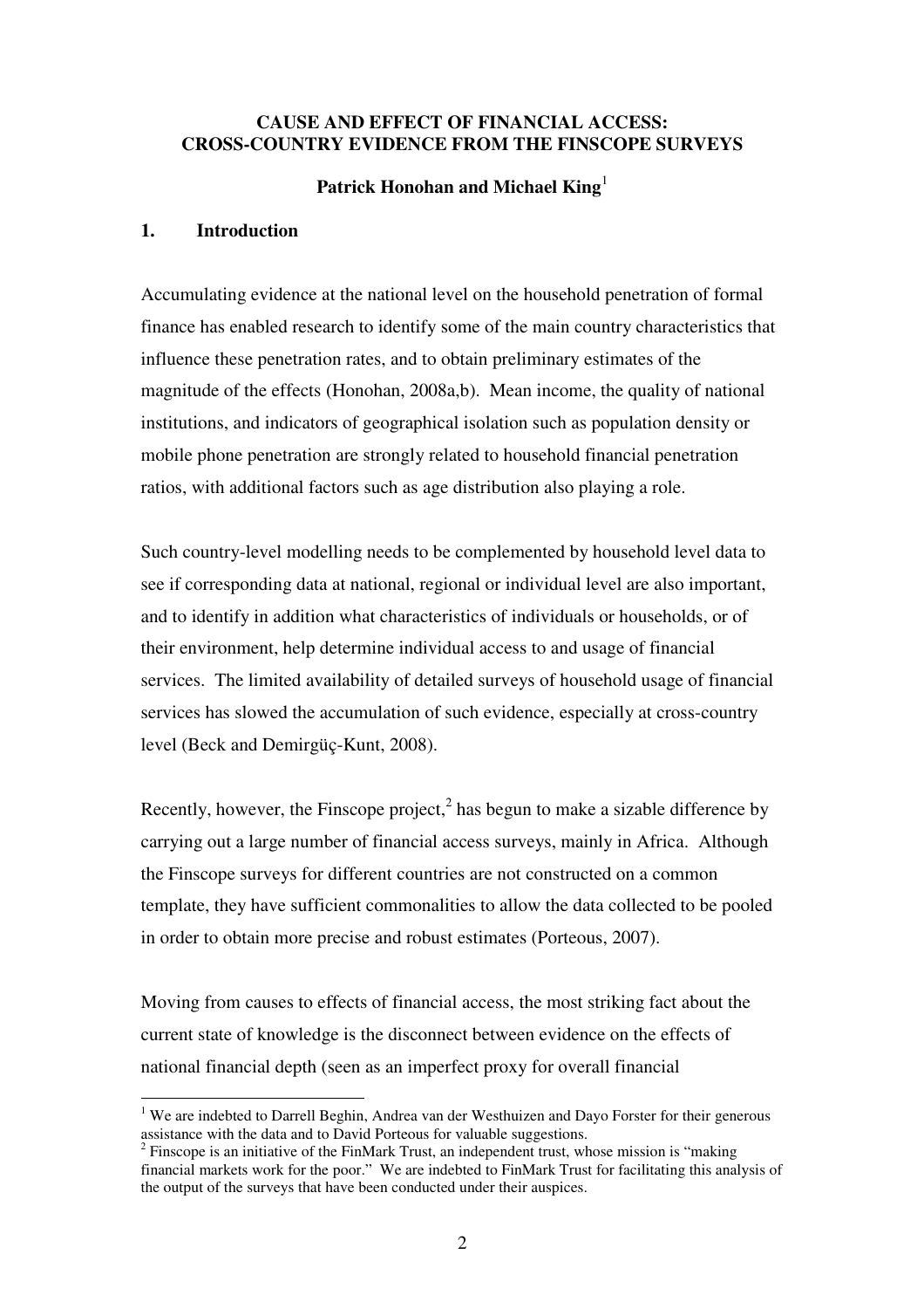**CAUSE AND EFFECT OF FINANCIAL ACCESS: CROSS-COUNTRY EVIDENCE FROM THE FINSCOPE SURVEYS**

**Patrick Honohan and Michael King**[1]

## 1. Introduction

Accumulating evidence at the national level on the household penetration of formal finance has enabled research to identify some of the main country characteristics that influence these penetration rates, and to obtain preliminary estimates of the magnitude of the effects (Honohan, 2008a,b). Mean income, the quality of national institutions, and indicators of geographical isolation such as population density or mobile phone penetration are strongly related to household financial penetration ratios, with additional factors such as age distribution also playing a role.

Such country-level modelling needs to be complemented by household level data to see if corresponding data at national, regional or individual level are also important, and to identify in addition what characteristics of individuals or households, or of their environment, help determine individual access to and usage of financial services. The limited availability of detailed surveys of household usage of financial services has slowed the accumulation of such evidence, especially at cross-country level (Beck and Demirgüç-Kunt, 2008).

Recently, however, the Finscope project,[2] has begun to make a sizable difference by carrying out a large number of financial access surveys, mainly in Africa. Although the Finscope surveys for different countries are not constructed on a common template, they have sufficient commonalities to allow the data collected to be pooled in order to obtain more precise and robust estimates (Porteous, 2007).

Moving from causes to effects of financial access, the most striking fact about the current state of knowledge is the disconnect between evidence on the effects of national financial depth (seen as an imperfect proxy for overall financial

---

[1] We are indebted to Darrell Beghin, Andrea van der Westhuizen and Dayo Forster for their generous assistance with the data and to David Porteous for valuable suggestions.

[2] Finscope is an initiative of the FinMark Trust, an independent trust, whose mission is "making financial markets work for the poor." We are indebted to FinMark Trust for facilitating this analysis of the output of the surveys that have been conducted under their auspices.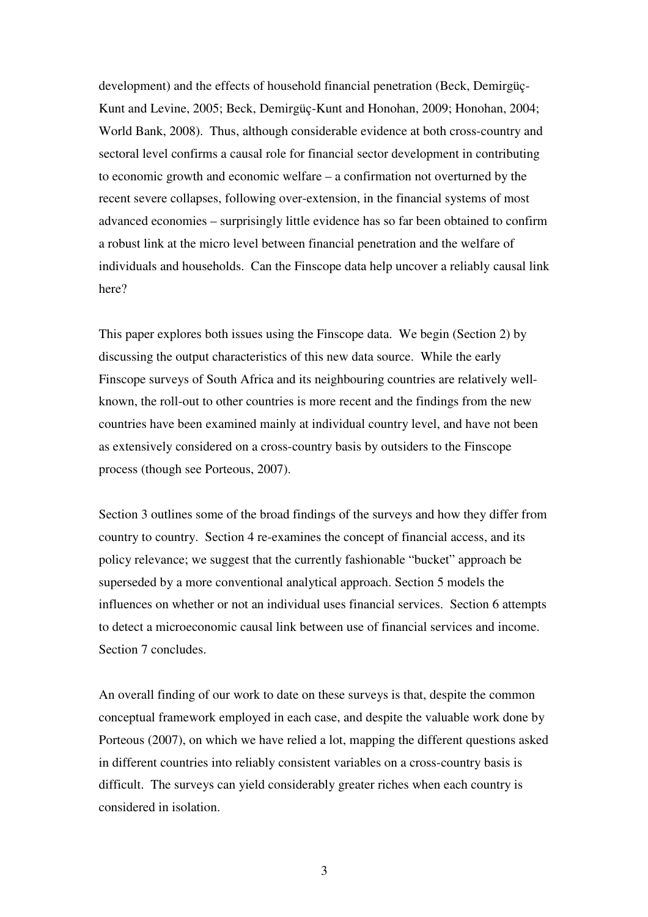development) and the effects of household financial penetration (Beck, Demirgüç-Kunt and Levine, 2005; Beck, Demirgüç-Kunt and Honohan, 2009; Honohan, 2004; World Bank, 2008). Thus, although considerable evidence at both cross-country and sectoral level confirms a causal role for financial sector development in contributing to economic growth and economic welfare – a confirmation not overturned by the recent severe collapses, following over-extension, in the financial systems of most advanced economies – surprisingly little evidence has so far been obtained to confirm a robust link at the micro level between financial penetration and the welfare of individuals and households. Can the Finscope data help uncover a reliably causal link here?

This paper explores both issues using the Finscope data. We begin (Section 2) by discussing the output characteristics of this new data source. While the early Finscope surveys of South Africa and its neighbouring countries are relatively well-known, the roll-out to other countries is more recent and the findings from the new countries have been examined mainly at individual country level, and have not been as extensively considered on a cross-country basis by outsiders to the Finscope process (though see Porteous, 2007).

Section 3 outlines some of the broad findings of the surveys and how they differ from country to country. Section 4 re-examines the concept of financial access, and its policy relevance; we suggest that the currently fashionable "bucket" approach be superseded by a more conventional analytical approach. Section 5 models the influences on whether or not an individual uses financial services. Section 6 attempts to detect a microeconomic causal link between use of financial services and income. Section 7 concludes.

An overall finding of our work to date on these surveys is that, despite the common conceptual framework employed in each case, and despite the valuable work done by Porteous (2007), on which we have relied a lot, mapping the different questions asked in different countries into reliably consistent variables on a cross-country basis is difficult. The surveys can yield considerably greater riches when each country is considered in isolation.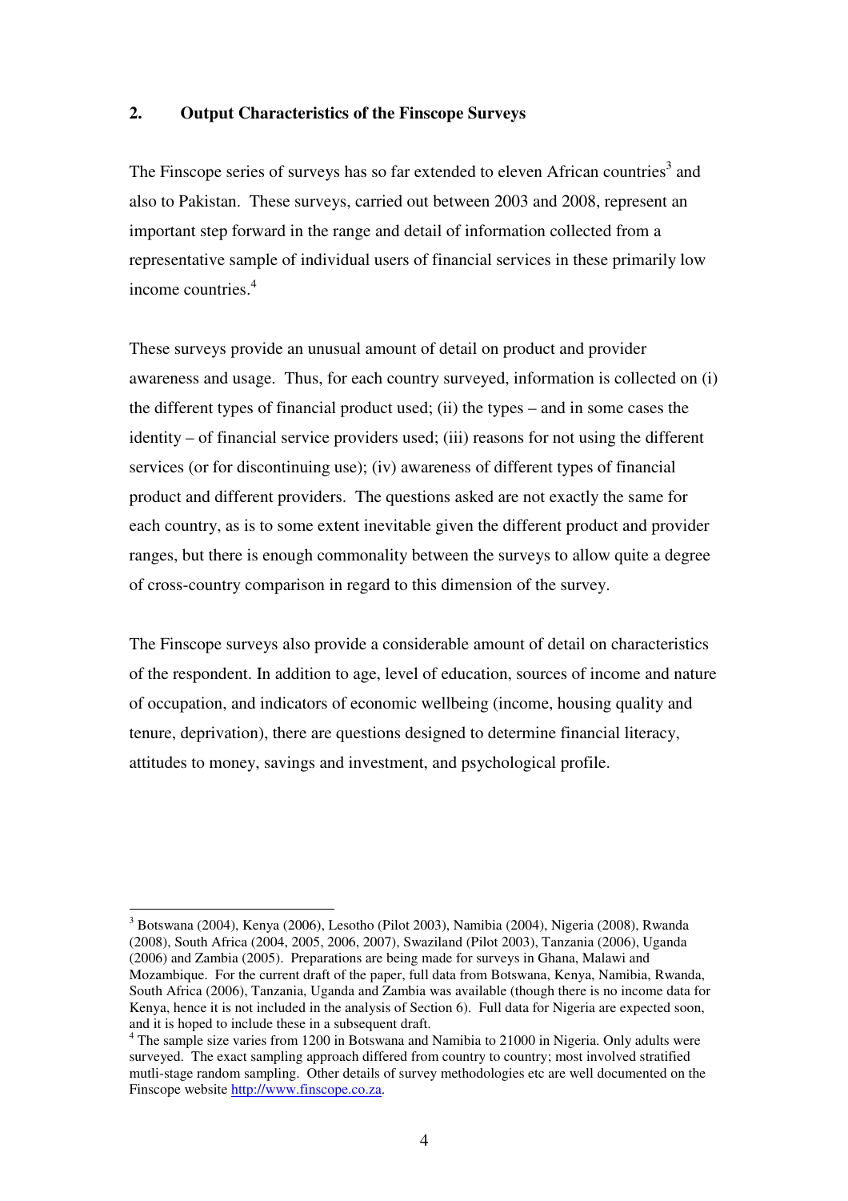## 2. Output Characteristics of the Finscope Surveys

The Finscope series of surveys has so far extended to eleven African countries[3] and also to Pakistan. These surveys, carried out between 2003 and 2008, represent an important step forward in the range and detail of information collected from a representative sample of individual users of financial services in these primarily low income countries.[4]

These surveys provide an unusual amount of detail on product and provider awareness and usage. Thus, for each country surveyed, information is collected on (i) the different types of financial product used; (ii) the types – and in some cases the identity – of financial service providers used; (iii) reasons for not using the different services (or for discontinuing use); (iv) awareness of different types of financial product and different providers. The questions asked are not exactly the same for each country, as is to some extent inevitable given the different product and provider ranges, but there is enough commonality between the surveys to allow quite a degree of cross-country comparison in regard to this dimension of the survey.

The Finscope surveys also provide a considerable amount of detail on characteristics of the respondent. In addition to age, level of education, sources of income and nature of occupation, and indicators of economic wellbeing (income, housing quality and tenure, deprivation), there are questions designed to determine financial literacy, attitudes to money, savings and investment, and psychological profile.

---

[3] Botswana (2004), Kenya (2006), Lesotho (Pilot 2003), Namibia (2004), Nigeria (2008), Rwanda (2008), South Africa (2004, 2005, 2006, 2007), Swaziland (Pilot 2003), Tanzania (2006), Uganda (2006) and Zambia (2005). Preparations are being made for surveys in Ghana, Malawi and Mozambique. For the current draft of the paper, full data from Botswana, Kenya, Namibia, Rwanda, South Africa (2006), Tanzania, Uganda and Zambia was available (though there is no income data for Kenya, hence it is not included in the analysis of Section 6). Full data for Nigeria are expected soon, and it is hoped to include these in a subsequent draft.

[4] The sample size varies from 1200 in Botswana and Namibia to 21000 in Nigeria. Only adults were surveyed. The exact sampling approach differed from country to country; most involved stratified mutli-stage random sampling. Other details of survey methodologies etc are well documented on the Finscope website http://www.finscope.co.za.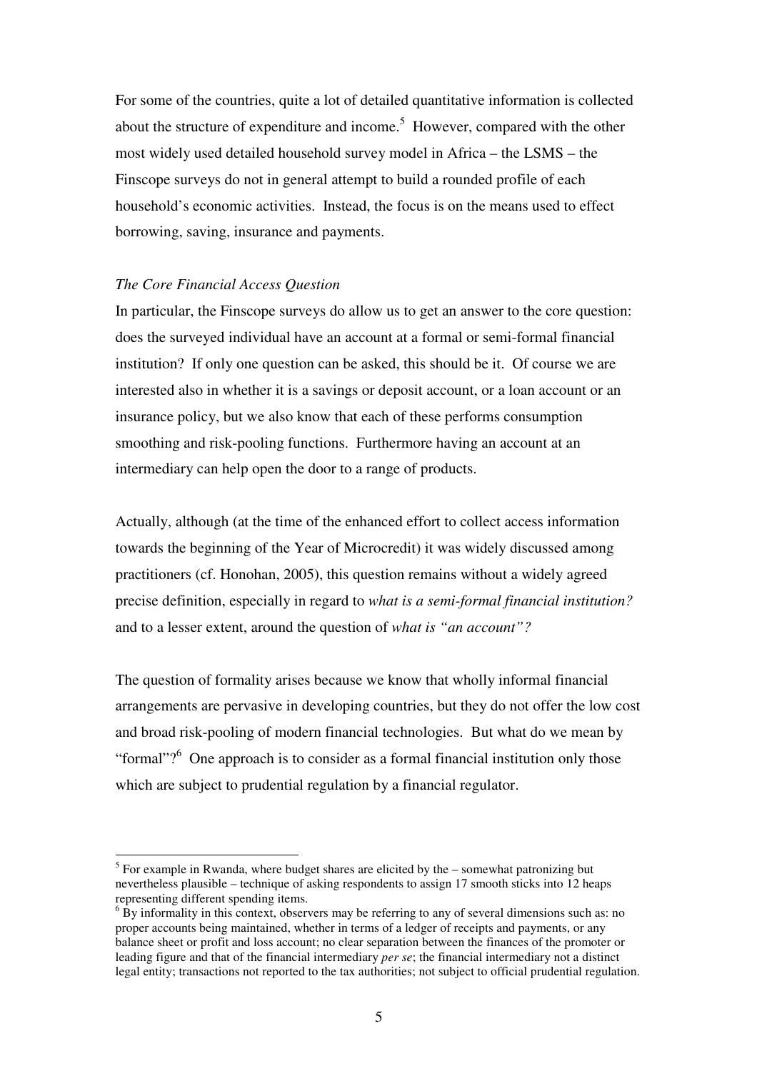For some of the countries, quite a lot of detailed quantitative information is collected about the structure of expenditure and income.[5] However, compared with the other most widely used detailed household survey model in Africa – the LSMS – the Finscope surveys do not in general attempt to build a rounded profile of each household's economic activities. Instead, the focus is on the means used to effect borrowing, saving, insurance and payments.

*The Core Financial Access Question*

In particular, the Finscope surveys do allow us to get an answer to the core question: does the surveyed individual have an account at a formal or semi-formal financial institution? If only one question can be asked, this should be it. Of course we are interested also in whether it is a savings or deposit account, or a loan account or an insurance policy, but we also know that each of these performs consumption smoothing and risk-pooling functions. Furthermore having an account at an intermediary can help open the door to a range of products.

Actually, although (at the time of the enhanced effort to collect access information towards the beginning of the Year of Microcredit) it was widely discussed among practitioners (cf. Honohan, 2005), this question remains without a widely agreed precise definition, especially in regard to *what is a semi-formal financial institution?* and to a lesser extent, around the question of *what is "an account"?*

The question of formality arises because we know that wholly informal financial arrangements are pervasive in developing countries, but they do not offer the low cost and broad risk-pooling of modern financial technologies. But what do we mean by "formal"?[6] One approach is to consider as a formal financial institution only those which are subject to prudential regulation by a financial regulator.

---

[5] For example in Rwanda, where budget shares are elicited by the – somewhat patronizing but nevertheless plausible – technique of asking respondents to assign 17 smooth sticks into 12 heaps representing different spending items.

[6] By informality in this context, observers may be referring to any of several dimensions such as: no proper accounts being maintained, whether in terms of a ledger of receipts and payments, or any balance sheet or profit and loss account; no clear separation between the finances of the promoter or leading figure and that of the financial intermediary *per se*; the financial intermediary not a distinct legal entity; transactions not reported to the tax authorities; not subject to official prudential regulation.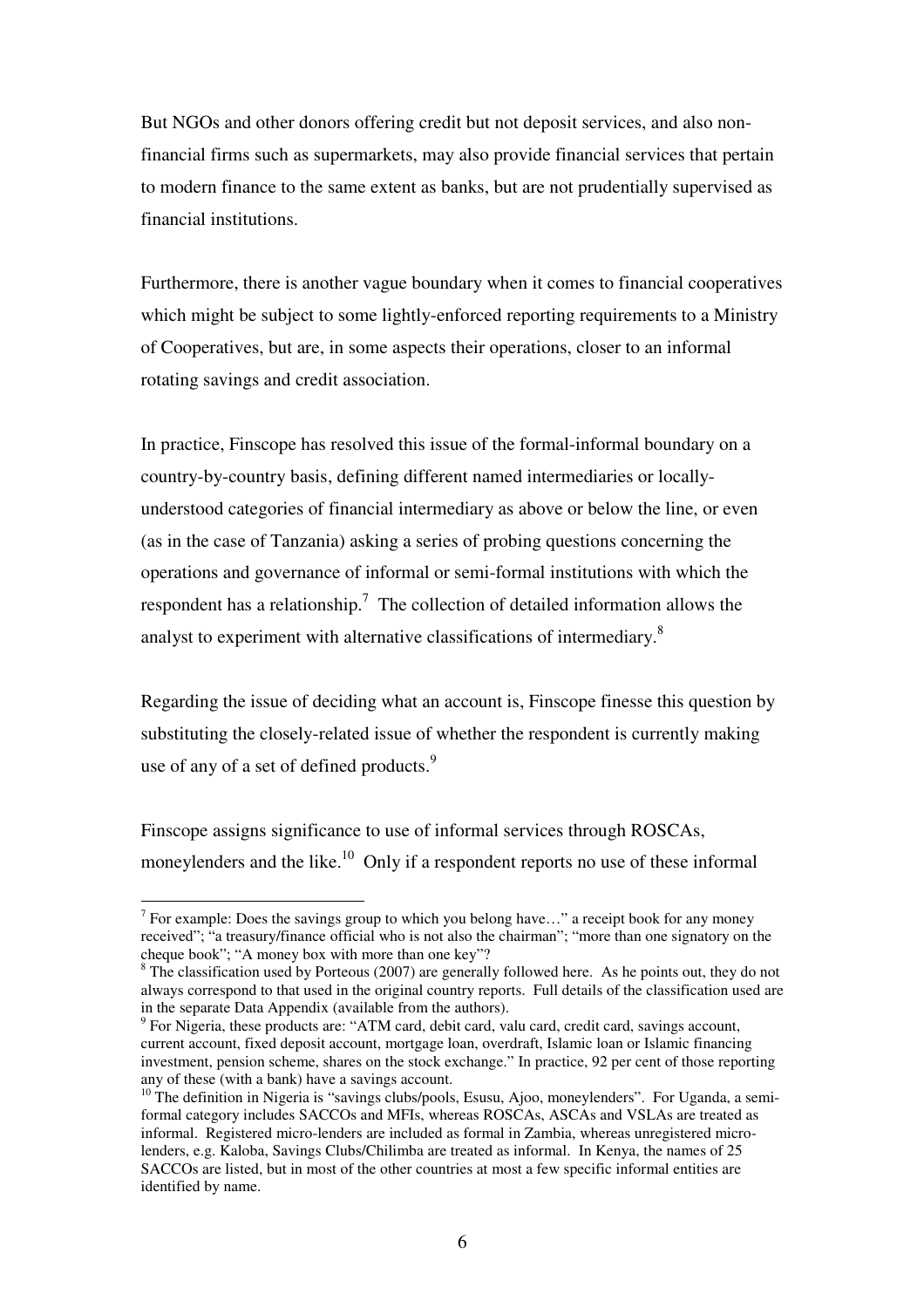But NGOs and other donors offering credit but not deposit services, and also non-financial firms such as supermarkets, may also provide financial services that pertain to modern finance to the same extent as banks, but are not prudentially supervised as financial institutions.

Furthermore, there is another vague boundary when it comes to financial cooperatives which might be subject to some lightly-enforced reporting requirements to a Ministry of Cooperatives, but are, in some aspects their operations, closer to an informal rotating savings and credit association.

In practice, Finscope has resolved this issue of the formal-informal boundary on a country-by-country basis, defining different named intermediaries or locally-understood categories of financial intermediary as above or below the line, or even (as in the case of Tanzania) asking a series of probing questions concerning the operations and governance of informal or semi-formal institutions with which the respondent has a relationship.[7] The collection of detailed information allows the analyst to experiment with alternative classifications of intermediary.[8]

Regarding the issue of deciding what an account is, Finscope finesse this question by substituting the closely-related issue of whether the respondent is currently making use of any of a set of defined products.[9]

Finscope assigns significance to use of informal services through ROSCAs, moneylenders and the like.[10] Only if a respondent reports no use of these informal

---

[7] For example: Does the savings group to which you belong have…" a receipt book for any money received"; "a treasury/finance official who is not also the chairman"; "more than one signatory on the cheque book"; "A money box with more than one key"?

[8] The classification used by Porteous (2007) are generally followed here. As he points out, they do not always correspond to that used in the original country reports. Full details of the classification used are in the separate Data Appendix (available from the authors).

[9] For Nigeria, these products are: "ATM card, debit card, valu card, credit card, savings account, current account, fixed deposit account, mortgage loan, overdraft, Islamic loan or Islamic financing investment, pension scheme, shares on the stock exchange." In practice, 92 per cent of those reporting any of these (with a bank) have a savings account.

[10] The definition in Nigeria is "savings clubs/pools, Esusu, Ajoo, moneylenders". For Uganda, a semi-formal category includes SACCOs and MFIs, whereas ROSCAs, ASCAs and VSLAs are treated as informal. Registered micro-lenders are included as formal in Zambia, whereas unregistered micro-lenders, e.g. Kaloba, Savings Clubs/Chilimba are treated as informal. In Kenya, the names of 25 SACCOs are listed, but in most of the other countries at most a few specific informal entities are identified by name.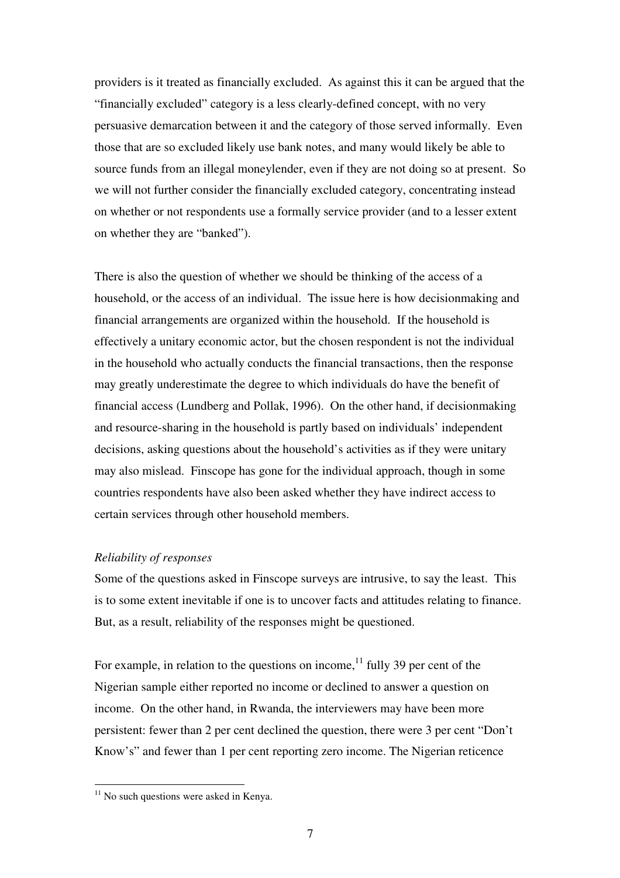providers is it treated as financially excluded. As against this it can be argued that the "financially excluded" category is a less clearly-defined concept, with no very persuasive demarcation between it and the category of those served informally. Even those that are so excluded likely use bank notes, and many would likely be able to source funds from an illegal moneylender, even if they are not doing so at present. So we will not further consider the financially excluded category, concentrating instead on whether or not respondents use a formally service provider (and to a lesser extent on whether they are "banked").

There is also the question of whether we should be thinking of the access of a household, or the access of an individual. The issue here is how decisionmaking and financial arrangements are organized within the household. If the household is effectively a unitary economic actor, but the chosen respondent is not the individual in the household who actually conducts the financial transactions, then the response may greatly underestimate the degree to which individuals do have the benefit of financial access (Lundberg and Pollak, 1996). On the other hand, if decisionmaking and resource-sharing in the household is partly based on individuals' independent decisions, asking questions about the household's activities as if they were unitary may also mislead. Finscope has gone for the individual approach, though in some countries respondents have also been asked whether they have indirect access to certain services through other household members.

*Reliability of responses*

Some of the questions asked in Finscope surveys are intrusive, to say the least. This is to some extent inevitable if one is to uncover facts and attitudes relating to finance. But, as a result, reliability of the responses might be questioned.

For example, in relation to the questions on income,[11] fully 39 per cent of the Nigerian sample either reported no income or declined to answer a question on income. On the other hand, in Rwanda, the interviewers may have been more persistent: fewer than 2 per cent declined the question, there were 3 per cent "Don't Know's" and fewer than 1 per cent reporting zero income. The Nigerian reticence

[11] No such questions were asked in Kenya.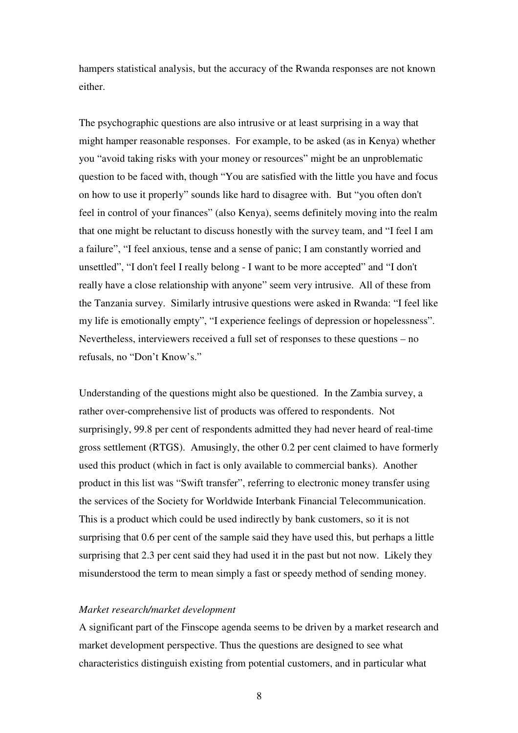hampers statistical analysis, but the accuracy of the Rwanda responses are not known either.

The psychographic questions are also intrusive or at least surprising in a way that might hamper reasonable responses. For example, to be asked (as in Kenya) whether you "avoid taking risks with your money or resources" might be an unproblematic question to be faced with, though "You are satisfied with the little you have and focus on how to use it properly" sounds like hard to disagree with. But "you often don't feel in control of your finances" (also Kenya), seems definitely moving into the realm that one might be reluctant to discuss honestly with the survey team, and "I feel I am a failure", "I feel anxious, tense and a sense of panic; I am constantly worried and unsettled", "I don't feel I really belong - I want to be more accepted" and "I don't really have a close relationship with anyone" seem very intrusive. All of these from the Tanzania survey. Similarly intrusive questions were asked in Rwanda: "I feel like my life is emotionally empty", "I experience feelings of depression or hopelessness". Nevertheless, interviewers received a full set of responses to these questions – no refusals, no "Don't Know's."

Understanding of the questions might also be questioned. In the Zambia survey, a rather over-comprehensive list of products was offered to respondents. Not surprisingly, 99.8 per cent of respondents admitted they had never heard of real-time gross settlement (RTGS). Amusingly, the other 0.2 per cent claimed to have formerly used this product (which in fact is only available to commercial banks). Another product in this list was "Swift transfer", referring to electronic money transfer using the services of the Society for Worldwide Interbank Financial Telecommunication. This is a product which could be used indirectly by bank customers, so it is not surprising that 0.6 per cent of the sample said they have used this, but perhaps a little surprising that 2.3 per cent said they had used it in the past but not now. Likely they misunderstood the term to mean simply a fast or speedy method of sending money.

*Market research/market development*

A significant part of the Finscope agenda seems to be driven by a market research and market development perspective. Thus the questions are designed to see what characteristics distinguish existing from potential customers, and in particular what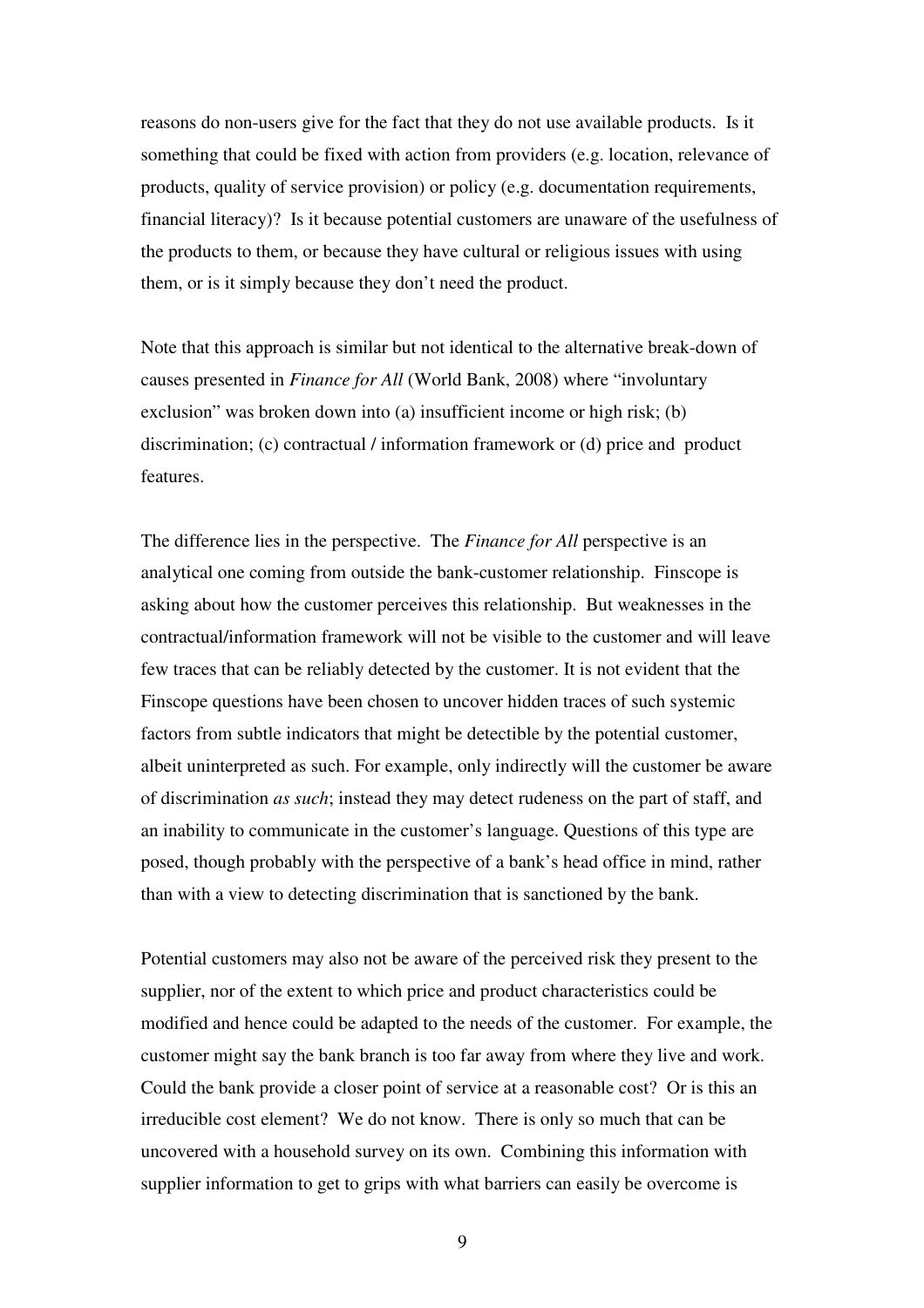reasons do non-users give for the fact that they do not use available products. Is it something that could be fixed with action from providers (e.g. location, relevance of products, quality of service provision) or policy (e.g. documentation requirements, financial literacy)? Is it because potential customers are unaware of the usefulness of the products to them, or because they have cultural or religious issues with using them, or is it simply because they don't need the product.

Note that this approach is similar but not identical to the alternative break-down of causes presented in *Finance for All* (World Bank, 2008) where "involuntary exclusion" was broken down into (a) insufficient income or high risk; (b) discrimination; (c) contractual / information framework or (d) price and product features.

The difference lies in the perspective. The *Finance for All* perspective is an analytical one coming from outside the bank-customer relationship. Finscope is asking about how the customer perceives this relationship. But weaknesses in the contractual/information framework will not be visible to the customer and will leave few traces that can be reliably detected by the customer. It is not evident that the Finscope questions have been chosen to uncover hidden traces of such systemic factors from subtle indicators that might be detectible by the potential customer, albeit uninterpreted as such. For example, only indirectly will the customer be aware of discrimination *as such*; instead they may detect rudeness on the part of staff, and an inability to communicate in the customer's language. Questions of this type are posed, though probably with the perspective of a bank's head office in mind, rather than with a view to detecting discrimination that is sanctioned by the bank.

Potential customers may also not be aware of the perceived risk they present to the supplier, nor of the extent to which price and product characteristics could be modified and hence could be adapted to the needs of the customer. For example, the customer might say the bank branch is too far away from where they live and work. Could the bank provide a closer point of service at a reasonable cost? Or is this an irreducible cost element? We do not know. There is only so much that can be uncovered with a household survey on its own. Combining this information with supplier information to get to grips with what barriers can easily be overcome is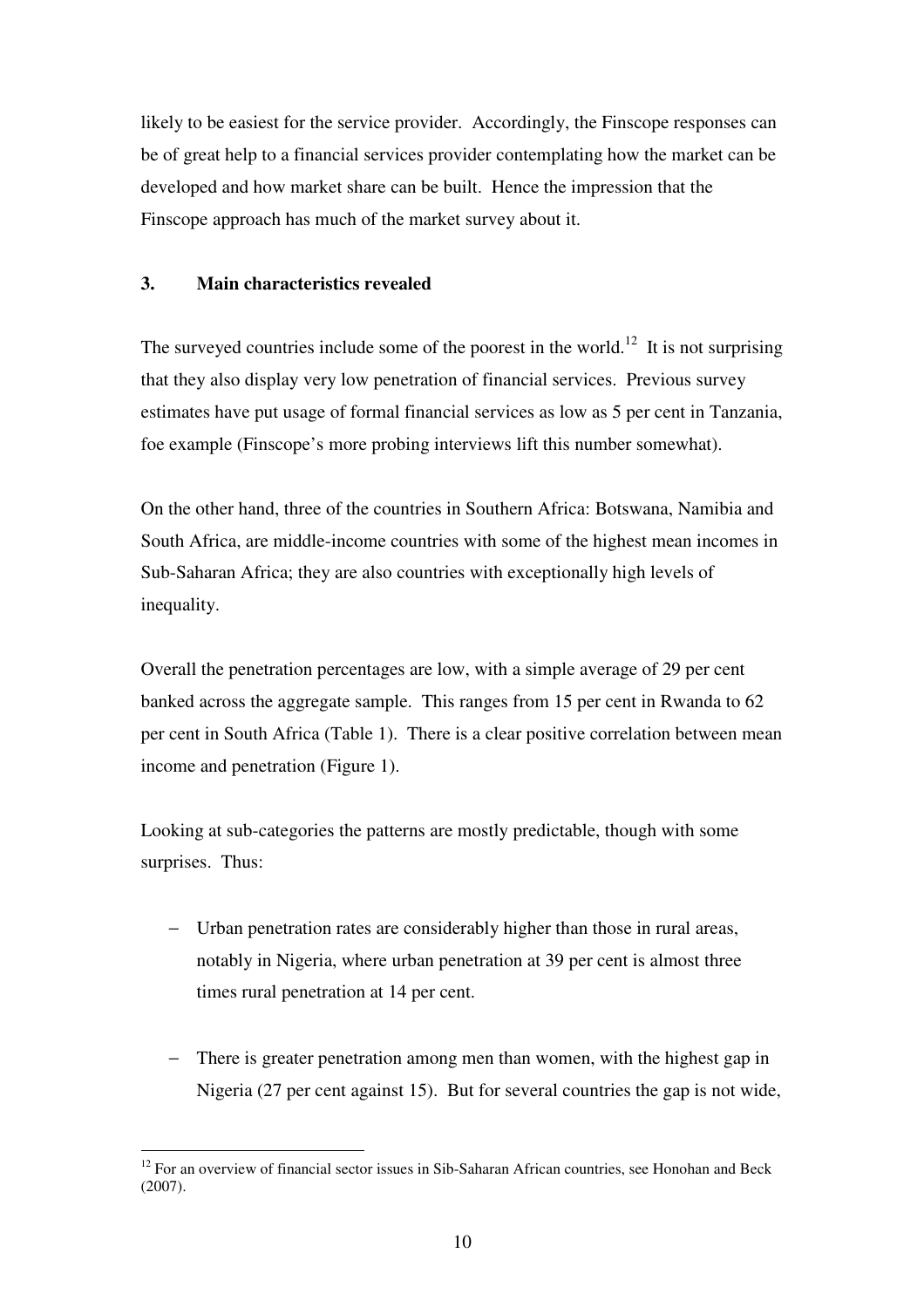likely to be easiest for the service provider. Accordingly, the Finscope responses can be of great help to a financial services provider contemplating how the market can be developed and how market share can be built. Hence the impression that the Finscope approach has much of the market survey about it.

### 3. Main characteristics revealed

The surveyed countries include some of the poorest in the world.[12] It is not surprising that they also display very low penetration of financial services. Previous survey estimates have put usage of formal financial services as low as 5 per cent in Tanzania, foe example (Finscope's more probing interviews lift this number somewhat).

On the other hand, three of the countries in Southern Africa: Botswana, Namibia and South Africa, are middle-income countries with some of the highest mean incomes in Sub-Saharan Africa; they are also countries with exceptionally high levels of inequality.

Overall the penetration percentages are low, with a simple average of 29 per cent banked across the aggregate sample. This ranges from 15 per cent in Rwanda to 62 per cent in South Africa (Table 1). There is a clear positive correlation between mean income and penetration (Figure 1).

Looking at sub-categories the patterns are mostly predictable, though with some surprises. Thus:

- Urban penetration rates are considerably higher than those in rural areas, notably in Nigeria, where urban penetration at 39 per cent is almost three times rural penetration at 14 per cent.

- There is greater penetration among men than women, with the highest gap in Nigeria (27 per cent against 15). But for several countries the gap is not wide,

[12] For an overview of financial sector issues in Sib-Saharan African countries, see Honohan and Beck (2007).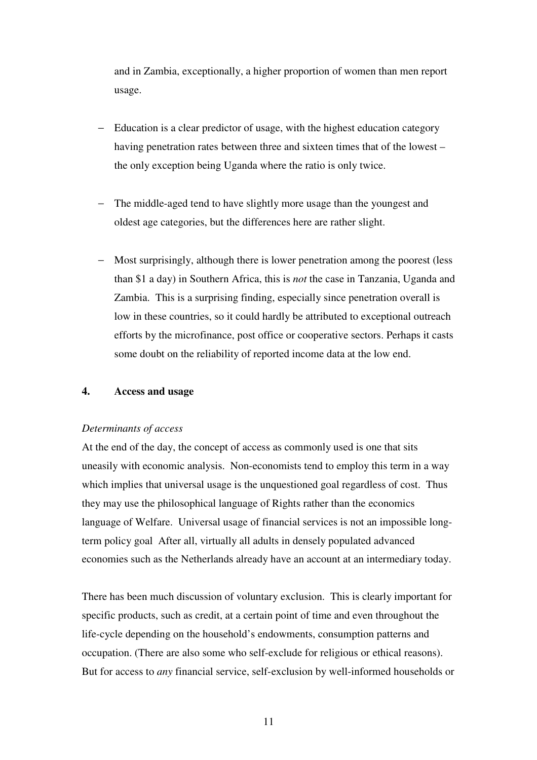and in Zambia, exceptionally, a higher proportion of women than men report usage.

- Education is a clear predictor of usage, with the highest education category having penetration rates between three and sixteen times that of the lowest – the only exception being Uganda where the ratio is only twice.

- The middle-aged tend to have slightly more usage than the youngest and oldest age categories, but the differences here are rather slight.

- Most surprisingly, although there is lower penetration among the poorest (less than $1 a day) in Southern Africa, this is *not* the case in Tanzania, Uganda and Zambia. This is a surprising finding, especially since penetration overall is low in these countries, so it could hardly be attributed to exceptional outreach efforts by the microfinance, post office or cooperative sectors. Perhaps it casts some doubt on the reliability of reported income data at the low end.

## 4. Access and usage

*Determinants of access*

At the end of the day, the concept of access as commonly used is one that sits uneasily with economic analysis. Non-economists tend to employ this term in a way which implies that universal usage is the unquestioned goal regardless of cost. Thus they may use the philosophical language of Rights rather than the economics language of Welfare. Universal usage of financial services is not an impossible long-term policy goal After all, virtually all adults in densely populated advanced economies such as the Netherlands already have an account at an intermediary today.

There has been much discussion of voluntary exclusion. This is clearly important for specific products, such as credit, at a certain point of time and even throughout the life-cycle depending on the household's endowments, consumption patterns and occupation. (There are also some who self-exclude for religious or ethical reasons). But for access to *any* financial service, self-exclusion by well-informed households or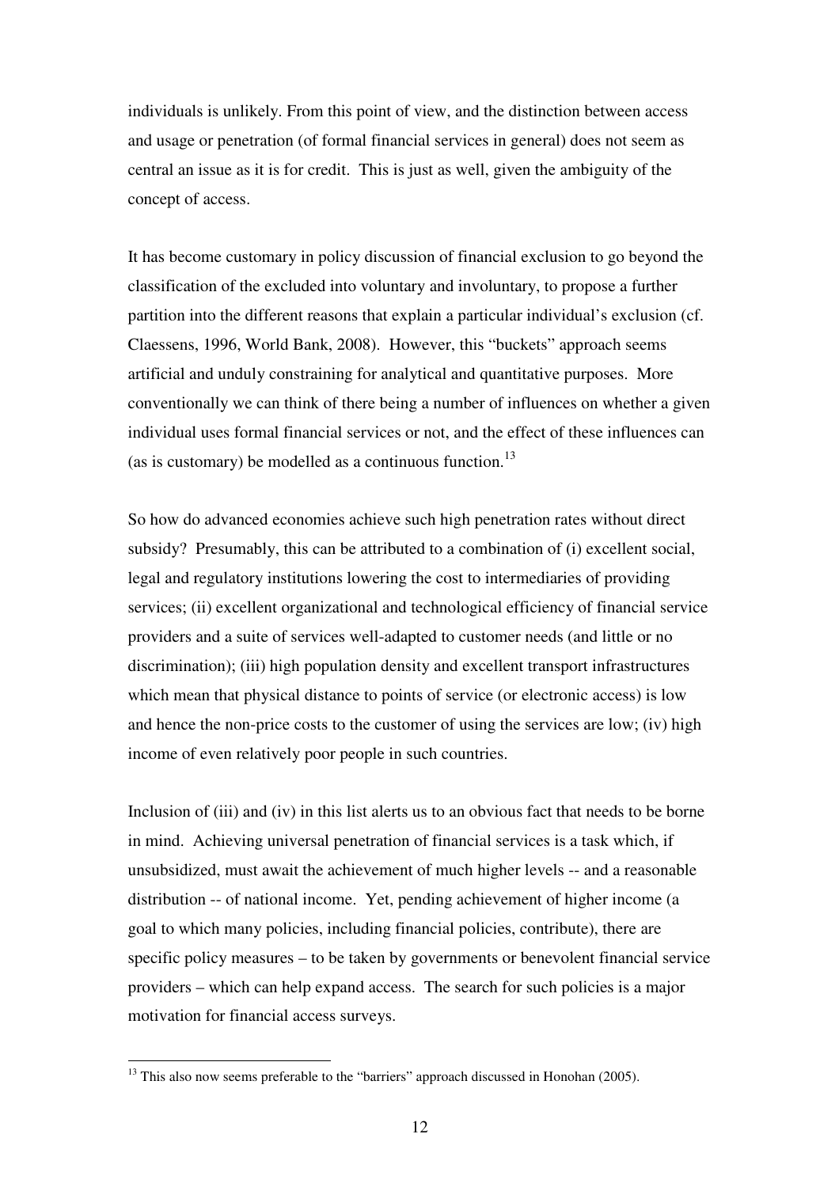individuals is unlikely. From this point of view, and the distinction between access and usage or penetration (of formal financial services in general) does not seem as central an issue as it is for credit. This is just as well, given the ambiguity of the concept of access.

It has become customary in policy discussion of financial exclusion to go beyond the classification of the excluded into voluntary and involuntary, to propose a further partition into the different reasons that explain a particular individual's exclusion (cf. Claessens, 1996, World Bank, 2008). However, this "buckets" approach seems artificial and unduly constraining for analytical and quantitative purposes. More conventionally we can think of there being a number of influences on whether a given individual uses formal financial services or not, and the effect of these influences can (as is customary) be modelled as a continuous function.[13]

So how do advanced economies achieve such high penetration rates without direct subsidy? Presumably, this can be attributed to a combination of (i) excellent social, legal and regulatory institutions lowering the cost to intermediaries of providing services; (ii) excellent organizational and technological efficiency of financial service providers and a suite of services well-adapted to customer needs (and little or no discrimination); (iii) high population density and excellent transport infrastructures which mean that physical distance to points of service (or electronic access) is low and hence the non-price costs to the customer of using the services are low; (iv) high income of even relatively poor people in such countries.

Inclusion of (iii) and (iv) in this list alerts us to an obvious fact that needs to be borne in mind. Achieving universal penetration of financial services is a task which, if unsubsidized, must await the achievement of much higher levels -- and a reasonable distribution -- of national income. Yet, pending achievement of higher income (a goal to which many policies, including financial policies, contribute), there are specific policy measures – to be taken by governments or benevolent financial service providers – which can help expand access. The search for such policies is a major motivation for financial access surveys.

[13] This also now seems preferable to the "barriers" approach discussed in Honohan (2005).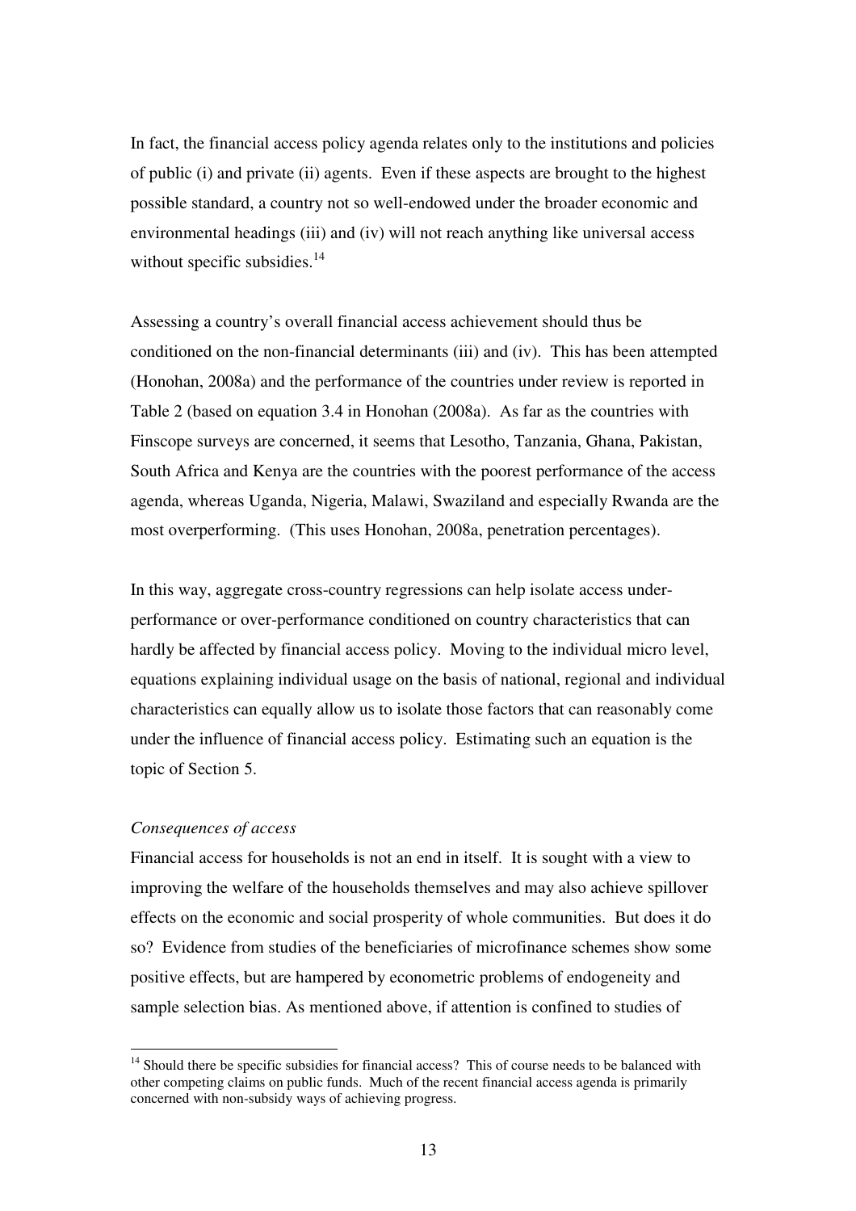In fact, the financial access policy agenda relates only to the institutions and policies of public (i) and private (ii) agents. Even if these aspects are brought to the highest possible standard, a country not so well-endowed under the broader economic and environmental headings (iii) and (iv) will not reach anything like universal access without specific subsidies.[14]

Assessing a country's overall financial access achievement should thus be conditioned on the non-financial determinants (iii) and (iv). This has been attempted (Honohan, 2008a) and the performance of the countries under review is reported in Table 2 (based on equation 3.4 in Honohan (2008a). As far as the countries with Finscope surveys are concerned, it seems that Lesotho, Tanzania, Ghana, Pakistan, South Africa and Kenya are the countries with the poorest performance of the access agenda, whereas Uganda, Nigeria, Malawi, Swaziland and especially Rwanda are the most overperforming. (This uses Honohan, 2008a, penetration percentages).

In this way, aggregate cross-country regressions can help isolate access under-performance or over-performance conditioned on country characteristics that can hardly be affected by financial access policy. Moving to the individual micro level, equations explaining individual usage on the basis of national, regional and individual characteristics can equally allow us to isolate those factors that can reasonably come under the influence of financial access policy. Estimating such an equation is the topic of Section 5.

*Consequences of access*

Financial access for households is not an end in itself. It is sought with a view to improving the welfare of the households themselves and may also achieve spillover effects on the economic and social prosperity of whole communities. But does it do so? Evidence from studies of the beneficiaries of microfinance schemes show some positive effects, but are hampered by econometric problems of endogeneity and sample selection bias. As mentioned above, if attention is confined to studies of

---

[14] Should there be specific subsidies for financial access? This of course needs to be balanced with other competing claims on public funds. Much of the recent financial access agenda is primarily concerned with non-subsidy ways of achieving progress.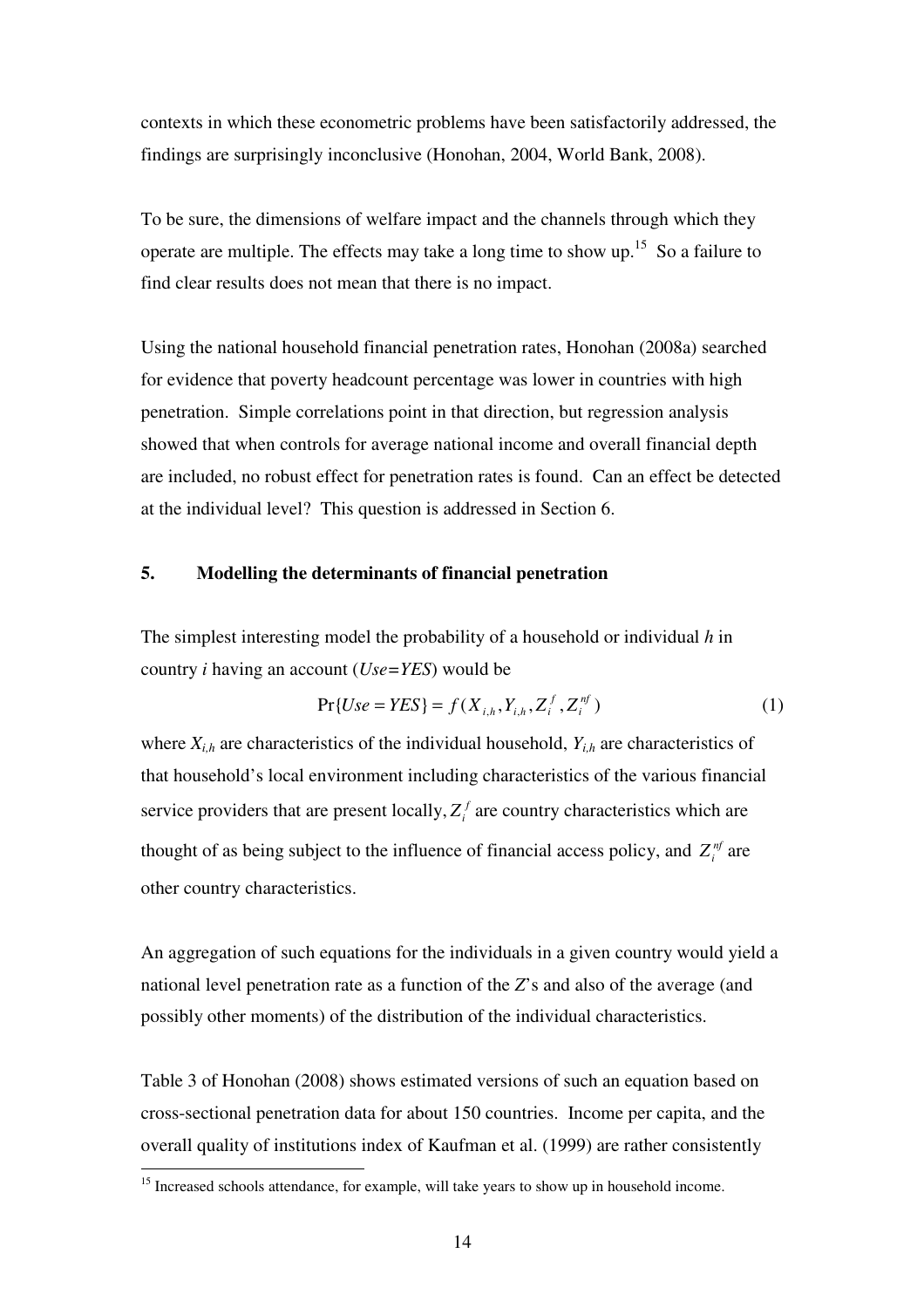contexts in which these econometric problems have been satisfactorily addressed, the findings are surprisingly inconclusive (Honohan, 2004, World Bank, 2008).

To be sure, the dimensions of welfare impact and the channels through which they operate are multiple. The effects may take a long time to show up.[15] So a failure to find clear results does not mean that there is no impact.

Using the national household financial penetration rates, Honohan (2008a) searched for evidence that poverty headcount percentage was lower in countries with high penetration. Simple correlations point in that direction, but regression analysis showed that when controls for average national income and overall financial depth are included, no robust effect for penetration rates is found. Can an effect be detected at the individual level? This question is addressed in Section 6.

## 5. Modelling the determinants of financial penetration

The simplest interesting model the probability of a household or individual *h* in country *i* having an account (*Use=YES*) would be

$$\Pr\{Use = YES\} = f(X_{i,h}, Y_{i,h}, Z_i^f, Z_i^{nf}) \qquad (1)$$

where $X_{i,h}$ are characteristics of the individual household, $Y_{i,h}$ are characteristics of that household's local environment including characteristics of the various financial service providers that are present locally, $Z_i^f$ are country characteristics which are thought of as being subject to the influence of financial access policy, and $Z_i^{nf}$ are other country characteristics.

An aggregation of such equations for the individuals in a given country would yield a national level penetration rate as a function of the $Z$'s and also of the average (and possibly other moments) of the distribution of the individual characteristics.

Table 3 of Honohan (2008) shows estimated versions of such an equation based on cross-sectional penetration data for about 150 countries. Income per capita, and the overall quality of institutions index of Kaufman et al. (1999) are rather consistently

[15] Increased schools attendance, for example, will take years to show up in household income.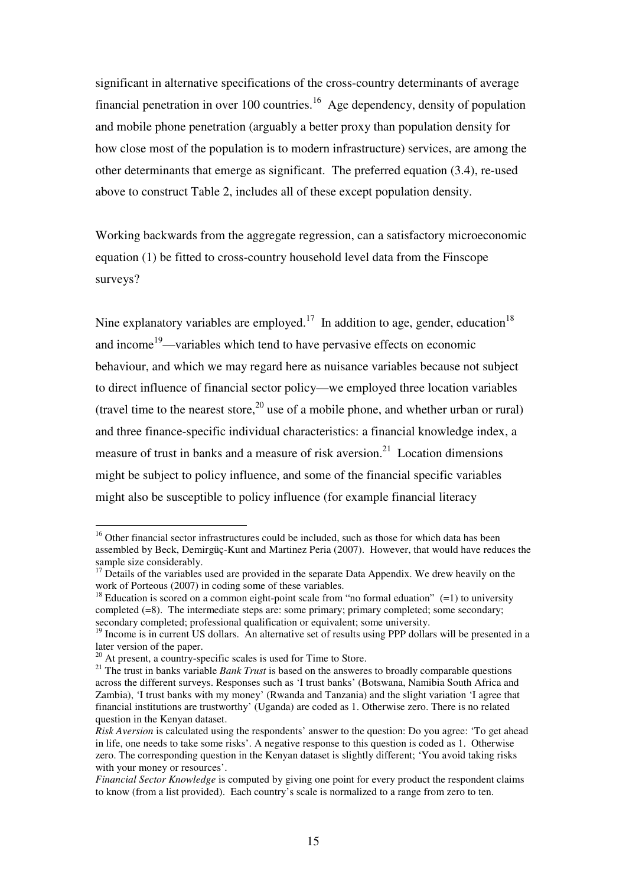significant in alternative specifications of the cross-country determinants of average financial penetration in over 100 countries.[16] Age dependency, density of population and mobile phone penetration (arguably a better proxy than population density for how close most of the population is to modern infrastructure) services, are among the other determinants that emerge as significant. The preferred equation (3.4), re-used above to construct Table 2, includes all of these except population density.

Working backwards from the aggregate regression, can a satisfactory microeconomic equation (1) be fitted to cross-country household level data from the Finscope surveys?

Nine explanatory variables are employed.[17] In addition to age, gender, education[18] and income[19]—variables which tend to have pervasive effects on economic behaviour, and which we may regard here as nuisance variables because not subject to direct influence of financial sector policy—we employed three location variables (travel time to the nearest store,[20] use of a mobile phone, and whether urban or rural) and three finance-specific individual characteristics: a financial knowledge index, a measure of trust in banks and a measure of risk aversion.[21] Location dimensions might be subject to policy influence, and some of the financial specific variables might also be susceptible to policy influence (for example financial literacy

---

[16] Other financial sector infrastructures could be included, such as those for which data has been assembled by Beck, Demirgüç-Kunt and Martinez Peria (2007). However, that would have reduces the sample size considerably.

[17] Details of the variables used are provided in the separate Data Appendix. We drew heavily on the work of Porteous (2007) in coding some of these variables.

[18] Education is scored on a common eight-point scale from "no formal eduation" (=1) to university completed (=8). The intermediate steps are: some primary; primary completed; some secondary; secondary completed; professional qualification or equivalent; some university.

[19] Income is in current US dollars. An alternative set of results using PPP dollars will be presented in a later version of the paper.

[20] At present, a country-specific scales is used for Time to Store.

[21] The trust in banks variable *Bank Trust* is based on the answeres to broadly comparable questions across the different surveys. Responses such as 'I trust banks' (Botswana, Namibia South Africa and Zambia), 'I trust banks with my money' (Rwanda and Tanzania) and the slight variation 'I agree that financial institutions are trustworthy' (Uganda) are coded as 1. Otherwise zero. There is no related question in the Kenyan dataset.

*Risk Aversion* is calculated using the respondents' answer to the question: Do you agree: 'To get ahead in life, one needs to take some risks'. A negative response to this question is coded as 1. Otherwise zero. The corresponding question in the Kenyan dataset is slightly different; 'You avoid taking risks with your money or resources'.

*Financial Sector Knowledge* is computed by giving one point for every product the respondent claims to know (from a list provided). Each country's scale is normalized to a range from zero to ten.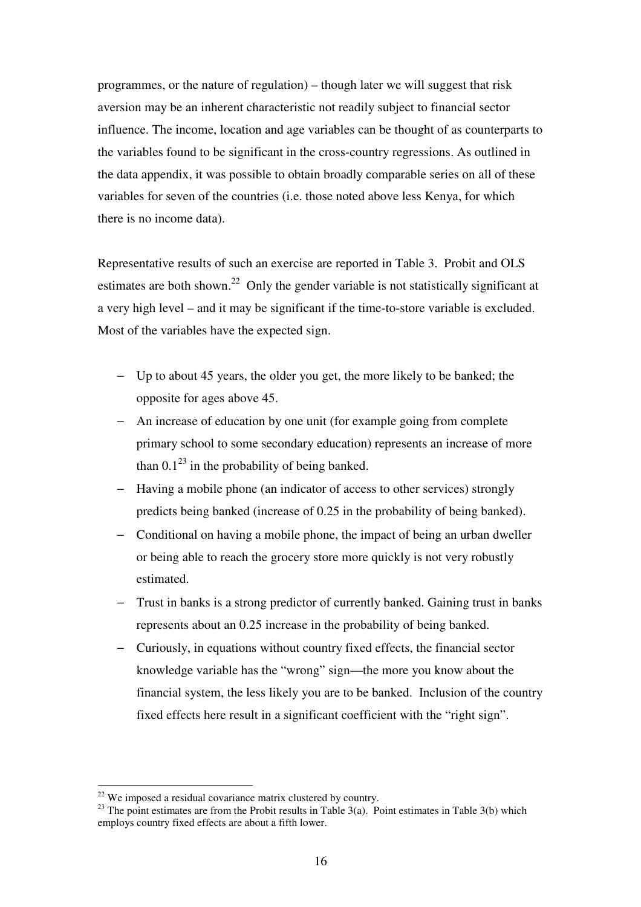programmes, or the nature of regulation) – though later we will suggest that risk aversion may be an inherent characteristic not readily subject to financial sector influence. The income, location and age variables can be thought of as counterparts to the variables found to be significant in the cross-country regressions. As outlined in the data appendix, it was possible to obtain broadly comparable series on all of these variables for seven of the countries (i.e. those noted above less Kenya, for which there is no income data).

Representative results of such an exercise are reported in Table 3. Probit and OLS estimates are both shown.[22] Only the gender variable is not statistically significant at a very high level – and it may be significant if the time-to-store variable is excluded. Most of the variables have the expected sign.

- Up to about 45 years, the older you get, the more likely to be banked; the opposite for ages above 45.
- An increase of education by one unit (for example going from complete primary school to some secondary education) represents an increase of more than 0.1[23] in the probability of being banked.
- Having a mobile phone (an indicator of access to other services) strongly predicts being banked (increase of 0.25 in the probability of being banked).
- Conditional on having a mobile phone, the impact of being an urban dweller or being able to reach the grocery store more quickly is not very robustly estimated.
- Trust in banks is a strong predictor of currently banked. Gaining trust in banks represents about an 0.25 increase in the probability of being banked.
- Curiously, in equations without country fixed effects, the financial sector knowledge variable has the "wrong" sign—the more you know about the financial system, the less likely you are to be banked. Inclusion of the country fixed effects here result in a significant coefficient with the "right sign".

---

[22] We imposed a residual covariance matrix clustered by country.

[23] The point estimates are from the Probit results in Table 3(a). Point estimates in Table 3(b) which employs country fixed effects are about a fifth lower.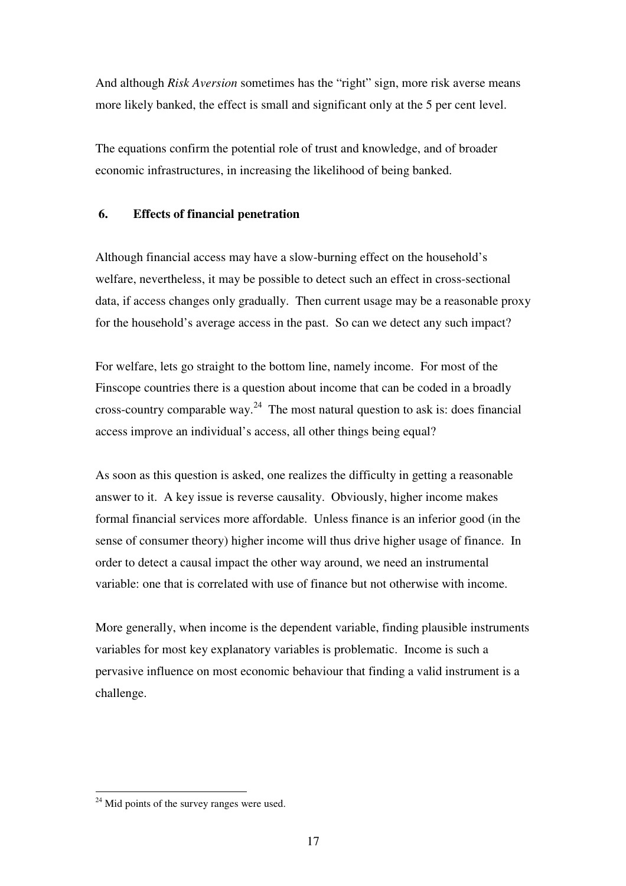And although *Risk Aversion* sometimes has the "right" sign, more risk averse means more likely banked, the effect is small and significant only at the 5 per cent level.

The equations confirm the potential role of trust and knowledge, and of broader economic infrastructures, in increasing the likelihood of being banked.

## 6. Effects of financial penetration

Although financial access may have a slow-burning effect on the household's welfare, nevertheless, it may be possible to detect such an effect in cross-sectional data, if access changes only gradually. Then current usage may be a reasonable proxy for the household's average access in the past. So can we detect any such impact?

For welfare, lets go straight to the bottom line, namely income. For most of the Finscope countries there is a question about income that can be coded in a broadly cross-country comparable way.[24] The most natural question to ask is: does financial access improve an individual's access, all other things being equal?

As soon as this question is asked, one realizes the difficulty in getting a reasonable answer to it. A key issue is reverse causality. Obviously, higher income makes formal financial services more affordable. Unless finance is an inferior good (in the sense of consumer theory) higher income will thus drive higher usage of finance. In order to detect a causal impact the other way around, we need an instrumental variable: one that is correlated with use of finance but not otherwise with income.

More generally, when income is the dependent variable, finding plausible instruments variables for most key explanatory variables is problematic. Income is such a pervasive influence on most economic behaviour that finding a valid instrument is a challenge.

---

[24] Mid points of the survey ranges were used.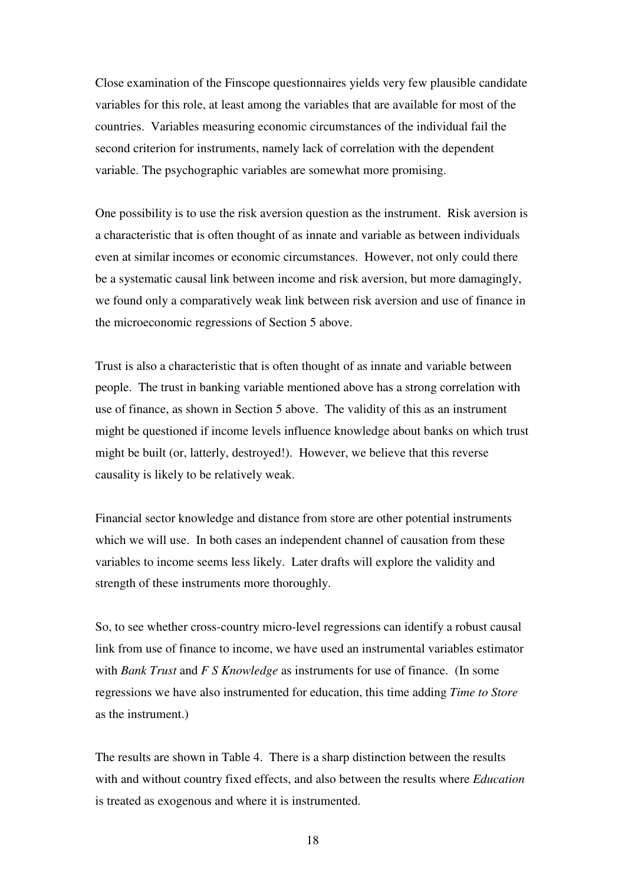Close examination of the Finscope questionnaires yields very few plausible candidate variables for this role, at least among the variables that are available for most of the countries. Variables measuring economic circumstances of the individual fail the second criterion for instruments, namely lack of correlation with the dependent variable. The psychographic variables are somewhat more promising.

One possibility is to use the risk aversion question as the instrument. Risk aversion is a characteristic that is often thought of as innate and variable as between individuals even at similar incomes or economic circumstances. However, not only could there be a systematic causal link between income and risk aversion, but more damagingly, we found only a comparatively weak link between risk aversion and use of finance in the microeconomic regressions of Section 5 above.

Trust is also a characteristic that is often thought of as innate and variable between people. The trust in banking variable mentioned above has a strong correlation with use of finance, as shown in Section 5 above. The validity of this as an instrument might be questioned if income levels influence knowledge about banks on which trust might be built (or, latterly, destroyed!). However, we believe that this reverse causality is likely to be relatively weak.

Financial sector knowledge and distance from store are other potential instruments which we will use. In both cases an independent channel of causation from these variables to income seems less likely. Later drafts will explore the validity and strength of these instruments more thoroughly.

So, to see whether cross-country micro-level regressions can identify a robust causal link from use of finance to income, we have used an instrumental variables estimator with *Bank Trust* and *F S Knowledge* as instruments for use of finance. (In some regressions we have also instrumented for education, this time adding *Time to Store* as the instrument.)

The results are shown in Table 4. There is a sharp distinction between the results with and without country fixed effects, and also between the results where *Education* is treated as exogenous and where it is instrumented.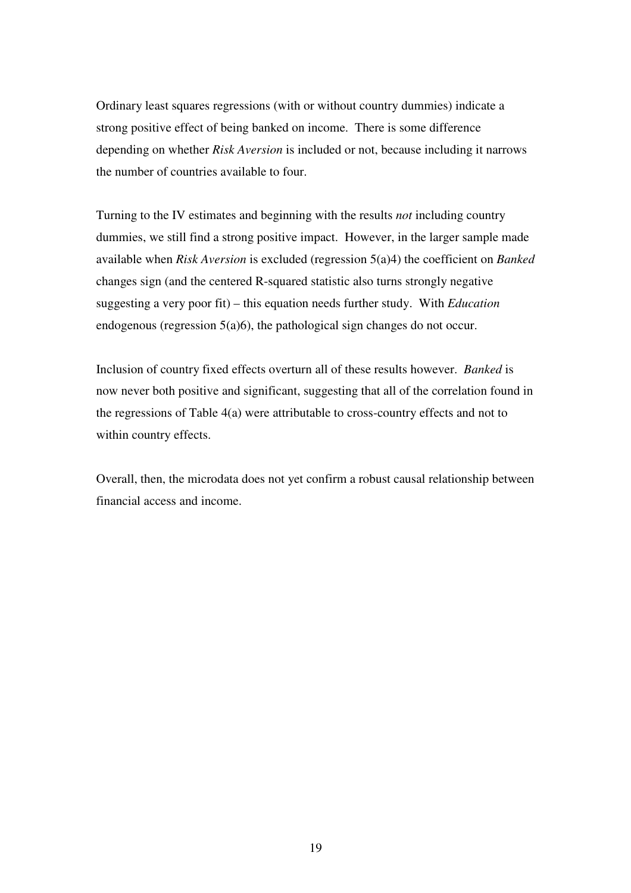Ordinary least squares regressions (with or without country dummies) indicate a strong positive effect of being banked on income. There is some difference depending on whether *Risk Aversion* is included or not, because including it narrows the number of countries available to four.

Turning to the IV estimates and beginning with the results *not* including country dummies, we still find a strong positive impact. However, in the larger sample made available when *Risk Aversion* is excluded (regression 5(a)4) the coefficient on *Banked* changes sign (and the centered R-squared statistic also turns strongly negative suggesting a very poor fit) – this equation needs further study. With *Education* endogenous (regression 5(a)6), the pathological sign changes do not occur.

Inclusion of country fixed effects overturn all of these results however. *Banked* is now never both positive and significant, suggesting that all of the correlation found in the regressions of Table 4(a) were attributable to cross-country effects and not to within country effects.

Overall, then, the microdata does not yet confirm a robust causal relationship between financial access and income.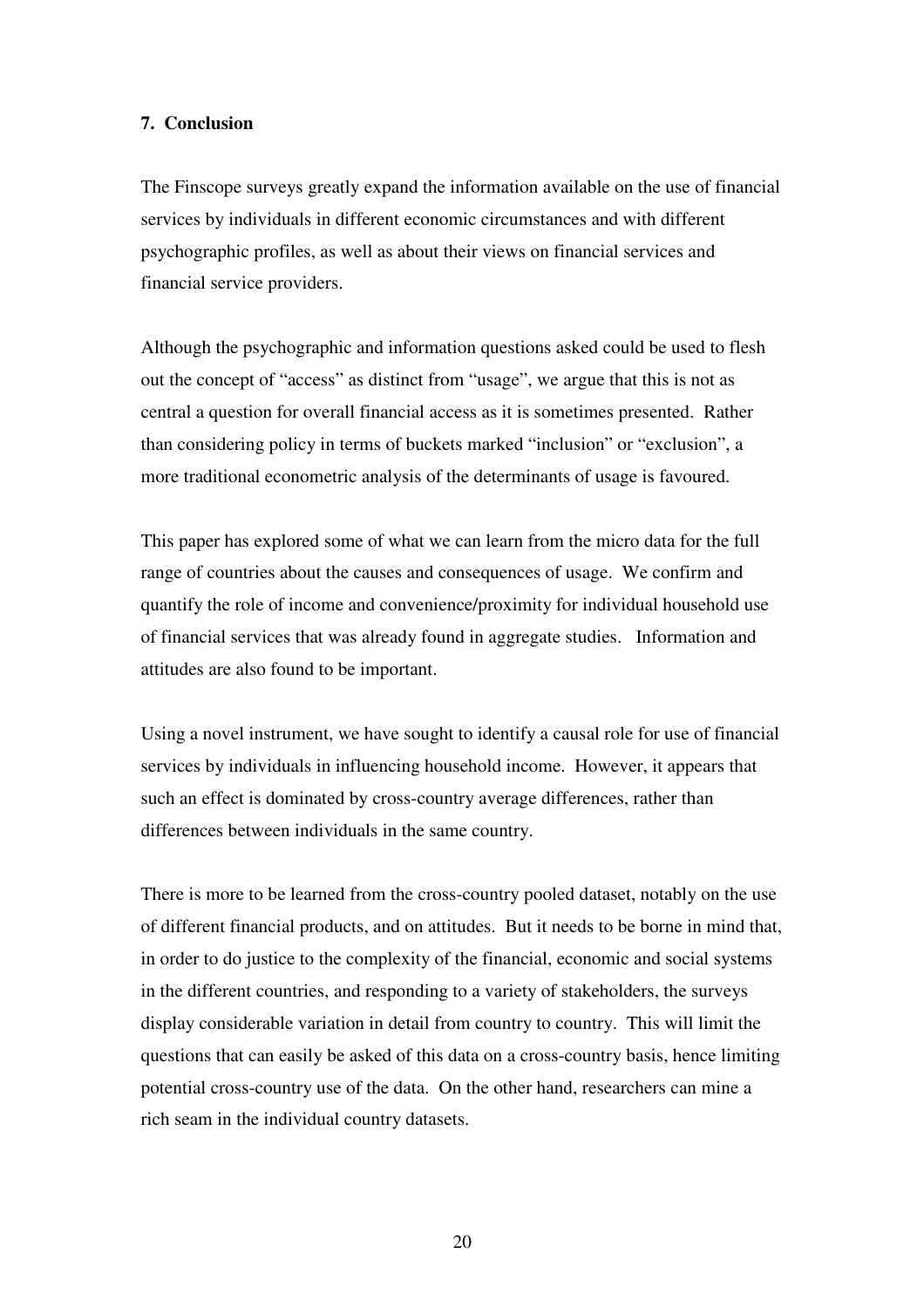## 7. Conclusion

The Finscope surveys greatly expand the information available on the use of financial services by individuals in different economic circumstances and with different psychographic profiles, as well as about their views on financial services and financial service providers.

Although the psychographic and information questions asked could be used to flesh out the concept of "access" as distinct from "usage", we argue that this is not as central a question for overall financial access as it is sometimes presented. Rather than considering policy in terms of buckets marked "inclusion" or "exclusion", a more traditional econometric analysis of the determinants of usage is favoured.

This paper has explored some of what we can learn from the micro data for the full range of countries about the causes and consequences of usage. We confirm and quantify the role of income and convenience/proximity for individual household use of financial services that was already found in aggregate studies. Information and attitudes are also found to be important.

Using a novel instrument, we have sought to identify a causal role for use of financial services by individuals in influencing household income. However, it appears that such an effect is dominated by cross-country average differences, rather than differences between individuals in the same country.

There is more to be learned from the cross-country pooled dataset, notably on the use of different financial products, and on attitudes. But it needs to be borne in mind that, in order to do justice to the complexity of the financial, economic and social systems in the different countries, and responding to a variety of stakeholders, the surveys display considerable variation in detail from country to country. This will limit the questions that can easily be asked of this data on a cross-country basis, hence limiting potential cross-country use of the data. On the other hand, researchers can mine a rich seam in the individual country datasets.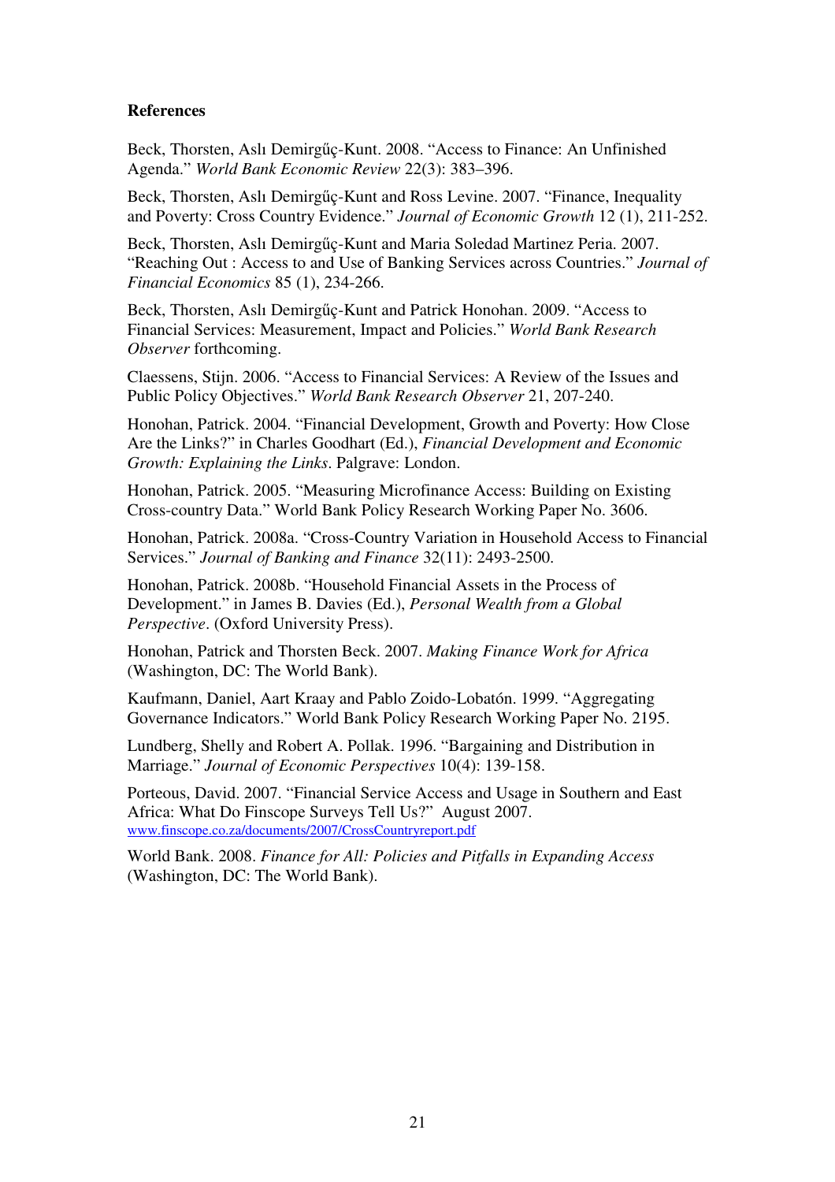**References**

Beck, Thorsten, Aslı Demirgűç-Kunt. 2008. "Access to Finance: An Unfinished Agenda." *World Bank Economic Review* 22(3): 383–396.

Beck, Thorsten, Aslı Demirgűç-Kunt and Ross Levine. 2007. "Finance, Inequality and Poverty: Cross Country Evidence." *Journal of Economic Growth* 12 (1), 211-252.

Beck, Thorsten, Aslı Demirgűç-Kunt and Maria Soledad Martinez Peria. 2007. "Reaching Out : Access to and Use of Banking Services across Countries." *Journal of Financial Economics* 85 (1), 234-266.

Beck, Thorsten, Aslı Demirgűç-Kunt and Patrick Honohan. 2009. "Access to Financial Services: Measurement, Impact and Policies." *World Bank Research Observer* forthcoming.

Claessens, Stijn. 2006. "Access to Financial Services: A Review of the Issues and Public Policy Objectives." *World Bank Research Observer* 21, 207-240.

Honohan, Patrick. 2004. "Financial Development, Growth and Poverty: How Close Are the Links?" in Charles Goodhart (Ed.), *Financial Development and Economic Growth: Explaining the Links*. Palgrave: London.

Honohan, Patrick. 2005. "Measuring Microfinance Access: Building on Existing Cross-country Data." World Bank Policy Research Working Paper No. 3606.

Honohan, Patrick. 2008a. "Cross-Country Variation in Household Access to Financial Services." *Journal of Banking and Finance* 32(11): 2493-2500.

Honohan, Patrick. 2008b. "Household Financial Assets in the Process of Development." in James B. Davies (Ed.), *Personal Wealth from a Global Perspective*. (Oxford University Press).

Honohan, Patrick and Thorsten Beck. 2007. *Making Finance Work for Africa* (Washington, DC: The World Bank).

Kaufmann, Daniel, Aart Kraay and Pablo Zoido-Lobatón. 1999. "Aggregating Governance Indicators." World Bank Policy Research Working Paper No. 2195.

Lundberg, Shelly and Robert A. Pollak. 1996. "Bargaining and Distribution in Marriage." *Journal of Economic Perspectives* 10(4): 139-158.

Porteous, David. 2007. "Financial Service Access and Usage in Southern and East Africa: What Do Finscope Surveys Tell Us?" August 2007. www.finscope.co.za/documents/2007/CrossCountryreport.pdf

World Bank. 2008. *Finance for All: Policies and Pitfalls in Expanding Access* (Washington, DC: The World Bank).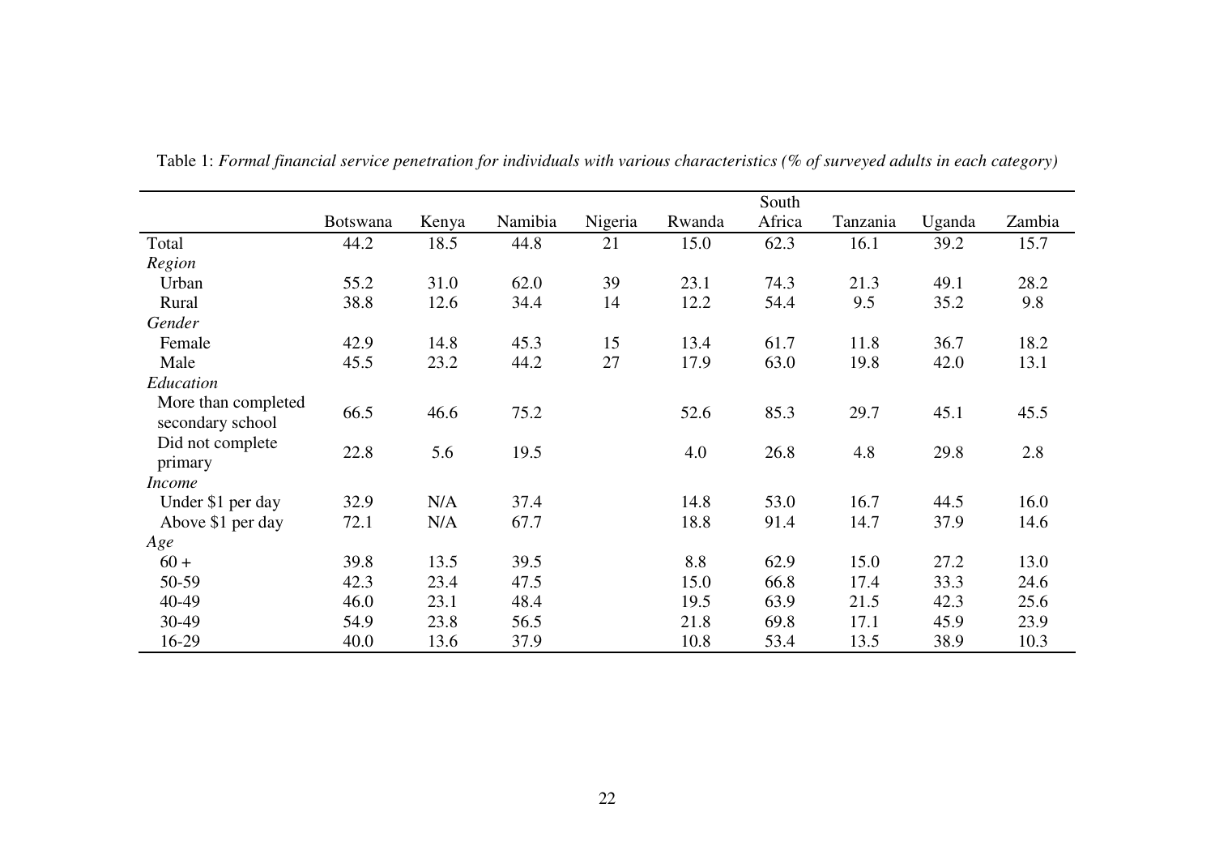Table 1: *Formal financial service penetration for individuals with various characteristics (% of surveyed adults in each category)*

| | Botswana | Kenya | Namibia | Nigeria | Rwanda | South Africa | Tanzania | Uganda | Zambia |
|---|---|---|---|---|---|---|---|---|---|
| Total | 44.2 | 18.5 | 44.8 | 21 | 15.0 | 62.3 | 16.1 | 39.2 | 15.7 |
| *Region* | | | | | | | | | |
| Urban | 55.2 | 31.0 | 62.0 | 39 | 23.1 | 74.3 | 21.3 | 49.1 | 28.2 |
| Rural | 38.8 | 12.6 | 34.4 | 14 | 12.2 | 54.4 | 9.5 | 35.2 | 9.8 |
| *Gender* | | | | | | | | | |
| Female | 42.9 | 14.8 | 45.3 | 15 | 13.4 | 61.7 | 11.8 | 36.7 | 18.2 |
| Male | 45.5 | 23.2 | 44.2 | 27 | 17.9 | 63.0 | 19.8 | 42.0 | 13.1 |
| *Education* | | | | | | | | | |
| More than completed secondary school | 66.5 | 46.6 | 75.2 | | 52.6 | 85.3 | 29.7 | 45.1 | 45.5 |
| Did not complete primary | 22.8 | 5.6 | 19.5 | | 4.0 | 26.8 | 4.8 | 29.8 | 2.8 |
| *Income* | | | | | | | | | |
| Under $1 per day | 32.9 | N/A | 37.4 | | 14.8 | 53.0 | 16.7 | 44.5 | 16.0 |
| Above $1 per day | 72.1 | N/A | 67.7 | | 18.8 | 91.4 | 14.7 | 37.9 | 14.6 |
| *Age* | | | | | | | | | |
| 60 + | 39.8 | 13.5 | 39.5 | | 8.8 | 62.9 | 15.0 | 27.2 | 13.0 |
| 50-59 | 42.3 | 23.4 | 47.5 | | 15.0 | 66.8 | 17.4 | 33.3 | 24.6 |
| 40-49 | 46.0 | 23.1 | 48.4 | | 19.5 | 63.9 | 21.5 | 42.3 | 25.6 |
| 30-49 | 54.9 | 23.8 | 56.5 | | 21.8 | 69.8 | 17.1 | 45.9 | 23.9 |
| 16-29 | 40.0 | 13.6 | 37.9 | | 10.8 | 53.4 | 13.5 | 38.9 | 10.3 |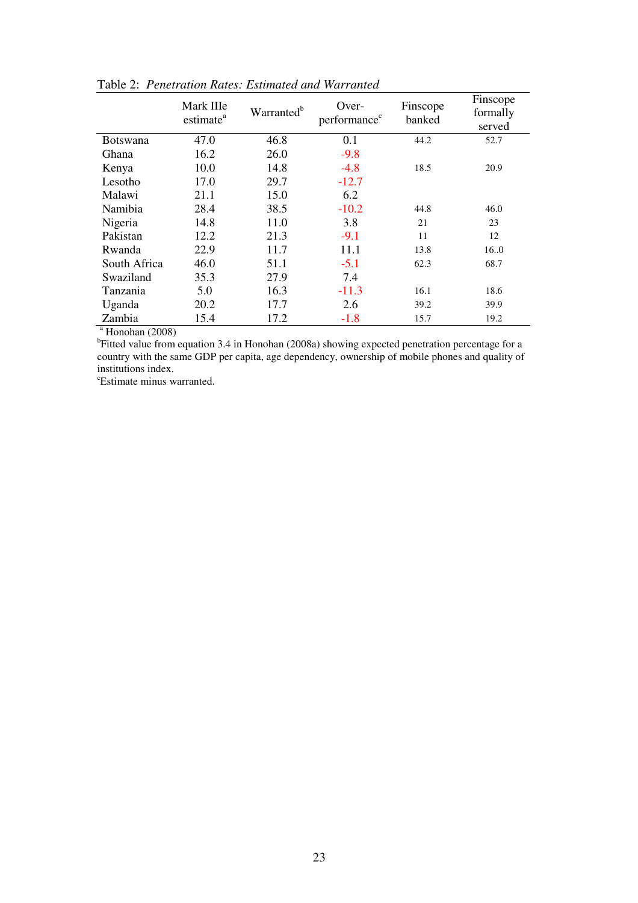Table 2: *Penetration Rates: Estimated and Warranted*

| | Mark IIIe estimate[a] | Warranted[b] | Over-performance[c] | Finscope banked | Finscope formally served |
|---|---|---|---|---|---|
| Botswana | 47.0 | 46.8 | 0.1 | 44.2 | 52.7 |
| Ghana | 16.2 | 26.0 | -9.8 | | |
| Kenya | 10.0 | 14.8 | -4.8 | 18.5 | 20.9 |
| Lesotho | 17.0 | 29.7 | -12.7 | | |
| Malawi | 21.1 | 15.0 | 6.2 | | |
| Namibia | 28.4 | 38.5 | -10.2 | 44.8 | 46.0 |
| Nigeria | 14.8 | 11.0 | 3.8 | 21 | 23 |
| Pakistan | 12.2 | 21.3 | -9.1 | 11 | 12 |
| Rwanda | 22.9 | 11.7 | 11.1 | 13.8 | 16..0 |
| South Africa | 46.0 | 51.1 | -5.1 | 62.3 | 68.7 |
| Swaziland | 35.3 | 27.9 | 7.4 | | |
| Tanzania | 5.0 | 16.3 | -11.3 | 16.1 | 18.6 |
| Uganda | 20.2 | 17.7 | 2.6 | 39.2 | 39.9 |
| Zambia | 15.4 | 17.2 | -1.8 | 15.7 | 19.2 |

[a] Honohan (2008)

[b]Fitted value from equation 3.4 in Honohan (2008a) showing expected penetration percentage for a country with the same GDP per capita, age dependency, ownership of mobile phones and quality of institutions index.

[c]Estimate minus warranted.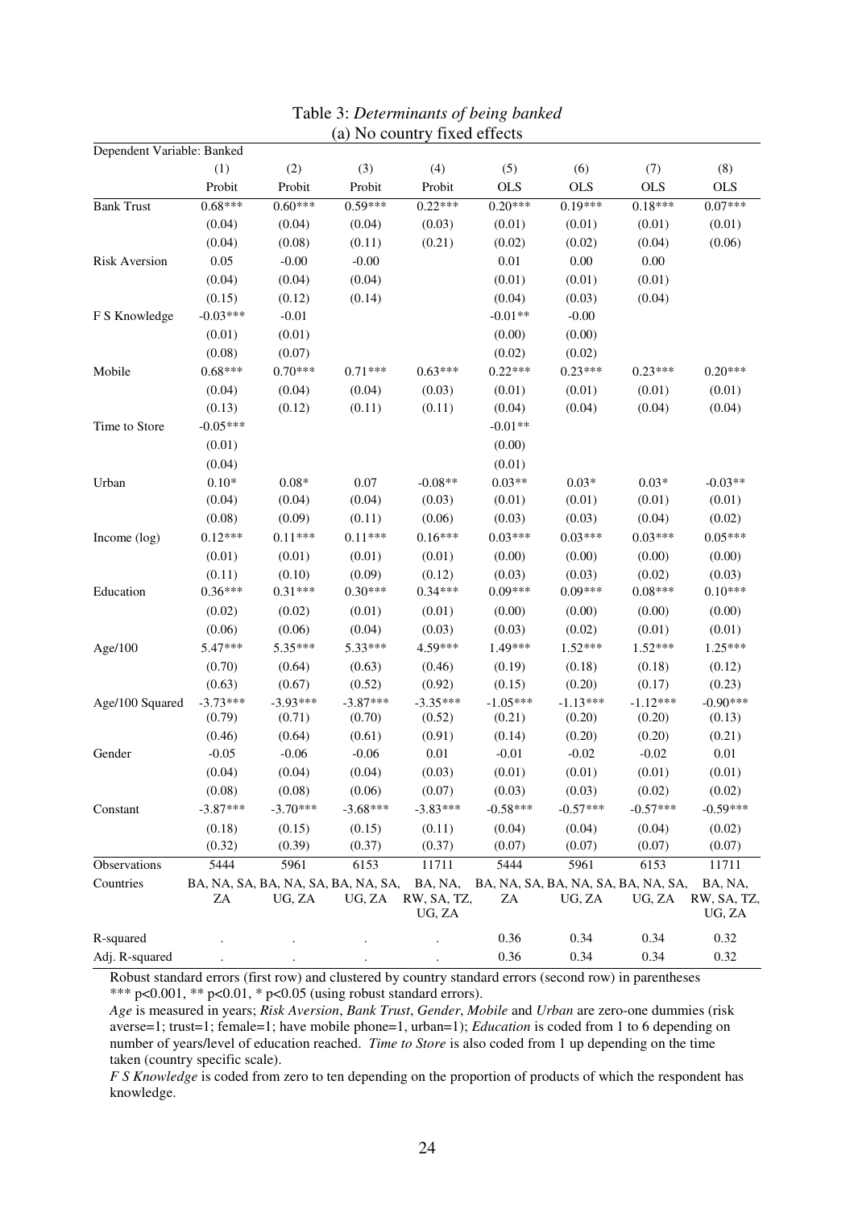Table 3: *Determinants of being banked*

(a) No country fixed effects

| Dependent Variable: Banked | (1) | (2) | (3) | (4) | (5) | (6) | (7) | (8) |
|---|---|---|---|---|---|---|---|---|
| | Probit | Probit | Probit | Probit | OLS | OLS | OLS | OLS |
| Bank Trust | 0.68*** | 0.60*** | 0.59*** | 0.22*** | 0.20*** | 0.19*** | 0.18*** | 0.07*** |
| | (0.04) | (0.04) | (0.04) | (0.03) | (0.01) | (0.01) | (0.01) | (0.01) |
| | (0.04) | (0.08) | (0.11) | (0.21) | (0.02) | (0.02) | (0.04) | (0.06) |
| Risk Aversion | 0.05 | -0.00 | -0.00 | | 0.01 | 0.00 | 0.00 | |
| | (0.04) | (0.04) | (0.04) | | (0.01) | (0.01) | (0.01) | |
| | (0.15) | (0.12) | (0.14) | | (0.04) | (0.03) | (0.04) | |
| F S Knowledge | -0.03*** | -0.01 | | | -0.01** | -0.00 | | |
| | (0.01) | (0.01) | | | (0.00) | (0.00) | | |
| | (0.08) | (0.07) | | | (0.02) | (0.02) | | |
| Mobile | 0.68*** | 0.70*** | 0.71*** | 0.63*** | 0.22*** | 0.23*** | 0.23*** | 0.20*** |
| | (0.04) | (0.04) | (0.04) | (0.03) | (0.01) | (0.01) | (0.01) | (0.01) |
| | (0.13) | (0.12) | (0.11) | (0.11) | (0.04) | (0.04) | (0.04) | (0.04) |
| Time to Store | -0.05*** | | | | -0.01** | | | |
| | (0.01) | | | | (0.00) | | | |
| | (0.04) | | | | (0.01) | | | |
| Urban | 0.10* | 0.08* | 0.07 | -0.08** | 0.03** | 0.03* | 0.03* | -0.03** |
| | (0.04) | (0.04) | (0.04) | (0.03) | (0.01) | (0.01) | (0.01) | (0.01) |
| | (0.08) | (0.09) | (0.11) | (0.06) | (0.03) | (0.03) | (0.04) | (0.02) |
| Income (log) | 0.12*** | 0.11*** | 0.11*** | 0.16*** | 0.03*** | 0.03*** | 0.03*** | 0.05*** |
| | (0.01) | (0.01) | (0.01) | (0.01) | (0.00) | (0.00) | (0.00) | (0.00) |
| | (0.11) | (0.10) | (0.09) | (0.12) | (0.03) | (0.03) | (0.02) | (0.03) |
| Education | 0.36*** | 0.31*** | 0.30*** | 0.34*** | 0.09*** | 0.09*** | 0.08*** | 0.10*** |
| | (0.02) | (0.02) | (0.01) | (0.01) | (0.00) | (0.00) | (0.00) | (0.00) |
| | (0.06) | (0.06) | (0.04) | (0.03) | (0.03) | (0.02) | (0.01) | (0.01) |
| Age/100 | 5.47*** | 5.35*** | 5.33*** | 4.59*** | 1.49*** | 1.52*** | 1.52*** | 1.25*** |
| | (0.70) | (0.64) | (0.63) | (0.46) | (0.19) | (0.18) | (0.18) | (0.12) |
| | (0.63) | (0.67) | (0.52) | (0.92) | (0.15) | (0.20) | (0.17) | (0.23) |
| Age/100 Squared | -3.73*** | -3.93*** | -3.87*** | -3.35*** | -1.05*** | -1.13*** | -1.12*** | -0.90*** |
| | (0.79) | (0.71) | (0.70) | (0.52) | (0.21) | (0.20) | (0.20) | (0.13) |
| | (0.46) | (0.64) | (0.61) | (0.91) | (0.14) | (0.20) | (0.20) | (0.21) |
| Gender | -0.05 | -0.06 | -0.06 | 0.01 | -0.01 | -0.02 | -0.02 | 0.01 |
| | (0.04) | (0.04) | (0.04) | (0.03) | (0.01) | (0.01) | (0.01) | (0.01) |
| | (0.08) | (0.08) | (0.06) | (0.07) | (0.03) | (0.03) | (0.02) | (0.02) |
| Constant | -3.87*** | -3.70*** | -3.68*** | -3.83*** | -0.58*** | -0.57*** | -0.57*** | -0.59*** |
| | (0.18) | (0.15) | (0.15) | (0.11) | (0.04) | (0.04) | (0.04) | (0.02) |
| | (0.32) | (0.39) | (0.37) | (0.37) | (0.07) | (0.07) | (0.07) | (0.07) |
| Observations | 5444 | 5961 | 6153 | 11711 | 5444 | 5961 | 6153 | 11711 |
| Countries | BA, NA, SA, ZA | BA, NA, SA, UG, ZA | BA, NA, SA, UG, ZA | BA, NA, RW, SA, TZ, UG, ZA | BA, NA, SA, ZA | BA, NA, SA, UG, ZA | BA, NA, SA, UG, ZA | BA, NA, RW, SA, TZ, UG, ZA |
| R-squared | . | . | . | . | 0.36 | 0.34 | 0.34 | 0.32 |
| Adj. R-squared | . | . | . | . | 0.36 | 0.34 | 0.34 | 0.32 |

Robust standard errors (first row) and clustered by country standard errors (second row) in parentheses
*** p<0.001, ** p<0.01, * p<0.05 (using robust standard errors).

*Age* is measured in years; *Risk Aversion*, *Bank Trust*, *Gender*, *Mobile* and *Urban* are zero-one dummies (risk averse=1; trust=1; female=1; have mobile phone=1, urban=1); *Education* is coded from 1 to 6 depending on number of years/level of education reached. *Time to Store* is also coded from 1 up depending on the time taken (country specific scale).

*F S Knowledge* is coded from zero to ten depending on the proportion of products of which the respondent has knowledge.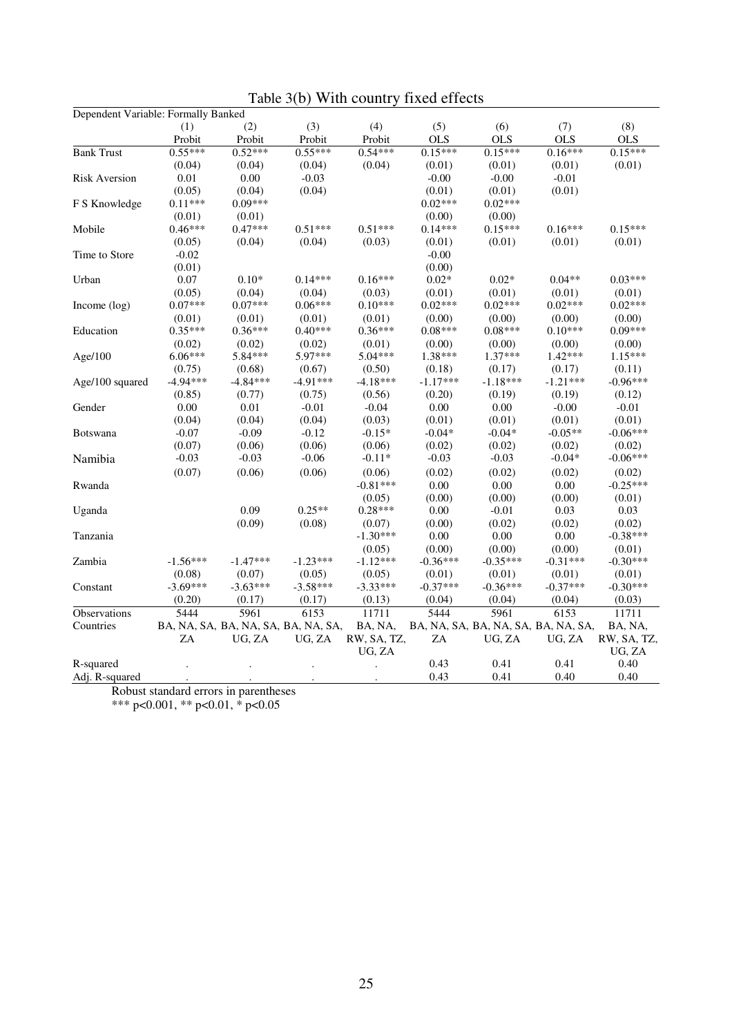# Table 3(b) With country fixed effects

| Dependent Variable: Formally Banked | | | | | | | | |
|---|---|---|---|---|---|---|---|---|
| | (1) | (2) | (3) | (4) | (5) | (6) | (7) | (8) |
| | Probit | Probit | Probit | Probit | OLS | OLS | OLS | OLS |
| Bank Trust | 0.55*** | 0.52*** | 0.55*** | 0.54*** | 0.15*** | 0.15*** | 0.16*** | 0.15*** |
| | (0.04) | (0.04) | (0.04) | (0.04) | (0.01) | (0.01) | (0.01) | (0.01) |
| Risk Aversion | 0.01 | 0.00 | -0.03 | | -0.00 | -0.00 | -0.01 | |
| | (0.05) | (0.04) | (0.04) | | (0.01) | (0.01) | (0.01) | |
| F S Knowledge | 0.11*** | 0.09*** | | | 0.02*** | 0.02*** | | |
| | (0.01) | (0.01) | | | (0.00) | (0.00) | | |
| Mobile | 0.46*** | 0.47*** | 0.51*** | 0.51*** | 0.14*** | 0.15*** | 0.16*** | 0.15*** |
| | (0.05) | (0.04) | (0.04) | (0.03) | (0.01) | (0.01) | (0.01) | (0.01) |
| Time to Store | -0.02 | | | | -0.00 | | | |
| | (0.01) | | | | (0.00) | | | |
| Urban | 0.07 | 0.10* | 0.14*** | 0.16*** | 0.02* | 0.02* | 0.04** | 0.03*** |
| | (0.05) | (0.04) | (0.04) | (0.03) | (0.01) | (0.01) | (0.01) | (0.01) |
| Income (log) | 0.07*** | 0.07*** | 0.06*** | 0.10*** | 0.02*** | 0.02*** | 0.02*** | 0.02*** |
| | (0.01) | (0.01) | (0.01) | (0.01) | (0.00) | (0.00) | (0.00) | (0.00) |
| Education | 0.35*** | 0.36*** | 0.40*** | 0.36*** | 0.08*** | 0.08*** | 0.10*** | 0.09*** |
| | (0.02) | (0.02) | (0.02) | (0.01) | (0.00) | (0.00) | (0.00) | (0.00) |
| Age/100 | 6.06*** | 5.84*** | 5.97*** | 5.04*** | 1.38*** | 1.37*** | 1.42*** | 1.15*** |
| | (0.75) | (0.68) | (0.67) | (0.50) | (0.18) | (0.17) | (0.17) | (0.11) |
| Age/100 squared | -4.94*** | -4.84*** | -4.91*** | -4.18*** | -1.17*** | -1.18*** | -1.21*** | -0.96*** |
| | (0.85) | (0.77) | (0.75) | (0.56) | (0.20) | (0.19) | (0.19) | (0.12) |
| Gender | 0.00 | 0.01 | -0.01 | -0.04 | 0.00 | 0.00 | -0.00 | -0.01 |
| | (0.04) | (0.04) | (0.04) | (0.03) | (0.01) | (0.01) | (0.01) | (0.01) |
| Botswana | -0.07 | -0.09 | -0.12 | -0.15* | -0.04* | -0.04* | -0.05** | -0.06*** |
| | (0.07) | (0.06) | (0.06) | (0.06) | (0.02) | (0.02) | (0.02) | (0.02) |
| Namibia | -0.03 | -0.03 | -0.06 | -0.11* | -0.03 | -0.03 | -0.04* | -0.06*** |
| | (0.07) | (0.06) | (0.06) | (0.06) | (0.02) | (0.02) | (0.02) | (0.02) |
| Rwanda | | | | -0.81*** | 0.00 | 0.00 | 0.00 | -0.25*** |
| | | | | (0.05) | (0.00) | (0.00) | (0.00) | (0.01) |
| Uganda | | 0.09 | 0.25** | 0.28*** | 0.00 | -0.01 | 0.03 | 0.03 |
| | | (0.09) | (0.08) | (0.07) | (0.00) | (0.02) | (0.02) | (0.02) |
| Tanzania | | | | -1.30*** | 0.00 | 0.00 | 0.00 | -0.38*** |
| | | | | (0.05) | (0.00) | (0.00) | (0.00) | (0.01) |
| Zambia | -1.56*** | -1.47*** | -1.23*** | -1.12*** | -0.36*** | -0.35*** | -0.31*** | -0.30*** |
| | (0.08) | (0.07) | (0.05) | (0.05) | (0.01) | (0.01) | (0.01) | (0.01) |
| Constant | -3.69*** | -3.63*** | -3.58*** | -3.33*** | -0.37*** | -0.36*** | -0.37*** | -0.30*** |
| | (0.20) | (0.17) | (0.17) | (0.13) | (0.04) | (0.04) | (0.04) | (0.03) |
| Observations | 5444 | 5961 | 6153 | 11711 | 5444 | 5961 | 6153 | 11711 |
| Countries | BA, NA, SA, ZA | BA, NA, SA, UG, ZA | BA, NA, SA, UG, ZA | BA, NA, RW, SA, TZ, UG, ZA | BA, NA, SA, ZA | BA, NA, SA, UG, ZA | BA, NA, SA, UG, ZA | BA, NA, RW, SA, TZ, UG, ZA |
| R-squared | . | . | . | . | 0.43 | 0.41 | 0.41 | 0.40 |
| Adj. R-squared | . | . | . | . | 0.43 | 0.41 | 0.40 | 0.40 |

Robust standard errors in parentheses

*** p<0.001, ** p<0.01, * p<0.05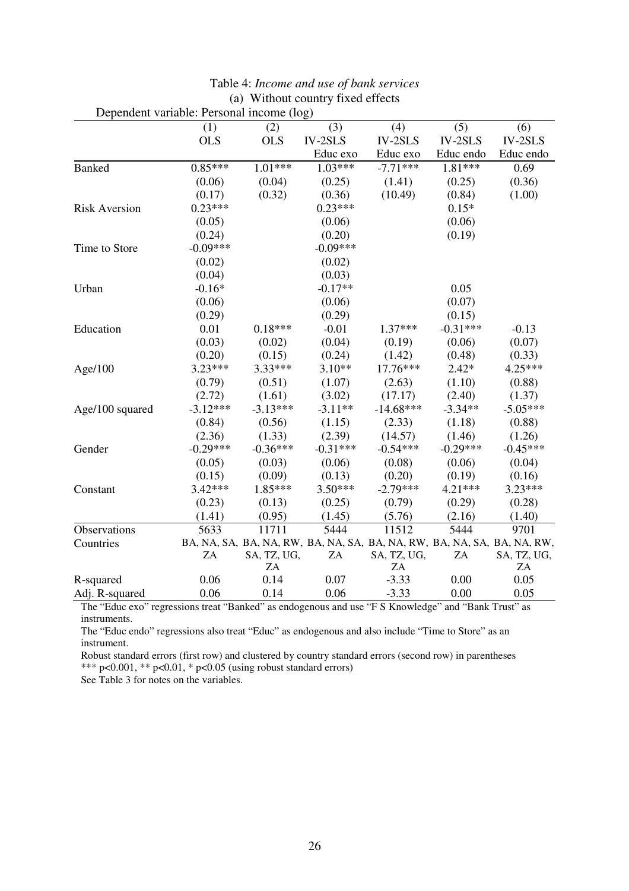Table 4: *Income and use of bank services*

(a) Without country fixed effects

Dependent variable: Personal income (log)

| | (1) | (2) | (3) | (4) | (5) | (6) |
|---|---|---|---|---|---|---|
| | OLS | OLS | IV-2SLS | IV-2SLS | IV-2SLS | IV-2SLS |
| | | | Educ exo | Educ exo | Educ endo | Educ endo |
| Banked | 0.85*** | 1.01*** | 1.03*** | -7.71*** | 1.81*** | 0.69 |
| | (0.06) | (0.04) | (0.25) | (1.41) | (0.25) | (0.36) |
| | (0.17) | (0.32) | (0.36) | (10.49) | (0.84) | (1.00) |
| Risk Aversion | 0.23*** | | 0.23*** | | 0.15* | |
| | (0.05) | | (0.06) | | (0.06) | |
| | (0.24) | | (0.20) | | (0.19) | |
| Time to Store | -0.09*** | | -0.09*** | | | |
| | (0.02) | | (0.02) | | | |
| | (0.04) | | (0.03) | | | |
| Urban | -0.16* | | -0.17** | | 0.05 | |
| | (0.06) | | (0.06) | | (0.07) | |
| | (0.29) | | (0.29) | | (0.15) | |
| Education | 0.01 | 0.18*** | -0.01 | 1.37*** | -0.31*** | -0.13 |
| | (0.03) | (0.02) | (0.04) | (0.19) | (0.06) | (0.07) |
| | (0.20) | (0.15) | (0.24) | (1.42) | (0.48) | (0.33) |
| Age/100 | 3.23*** | 3.33*** | 3.10** | 17.76*** | 2.42* | 4.25*** |
| | (0.79) | (0.51) | (1.07) | (2.63) | (1.10) | (0.88) |
| | (2.72) | (1.61) | (3.02) | (17.17) | (2.40) | (1.37) |
| Age/100 squared | -3.12*** | -3.13*** | -3.11** | -14.68*** | -3.34** | -5.05*** |
| | (0.84) | (0.56) | (1.15) | (2.33) | (1.18) | (0.88) |
| | (2.36) | (1.33) | (2.39) | (14.57) | (1.46) | (1.26) |
| Gender | -0.29*** | -0.36*** | -0.31*** | -0.54*** | -0.29*** | -0.45*** |
| | (0.05) | (0.03) | (0.06) | (0.08) | (0.06) | (0.04) |
| | (0.15) | (0.09) | (0.13) | (0.20) | (0.19) | (0.16) |
| Constant | 3.42*** | 1.85*** | 3.50*** | -2.79*** | 4.21*** | 3.23*** |
| | (0.23) | (0.13) | (0.25) | (0.79) | (0.29) | (0.28) |
| | (1.41) | (0.95) | (1.45) | (5.76) | (2.16) | (1.40) |
| Observations | 5633 | 11711 | 5444 | 11512 | 5444 | 9701 |
| Countries | BA, NA, SA, ZA | BA, NA, RW, SA, TZ, UG, ZA | BA, NA, SA, ZA | BA, NA, RW, SA, TZ, UG, ZA | BA, NA, SA, ZA | BA, NA, RW, SA, TZ, UG, ZA |
| R-squared | 0.06 | 0.14 | 0.07 | -3.33 | 0.00 | 0.05 |
| Adj. R-squared | 0.06 | 0.14 | 0.06 | -3.33 | 0.00 | 0.05 |

The "Educ exo" regressions treat "Banked" as endogenous and use "F S Knowledge" and "Bank Trust" as instruments.

The "Educ endo" regressions also treat "Educ" as endogenous and also include "Time to Store" as an instrument.

Robust standard errors (first row) and clustered by country standard errors (second row) in parentheses

*** p<0.001, ** p<0.01, * p<0.05 (using robust standard errors)

See Table 3 for notes on the variables.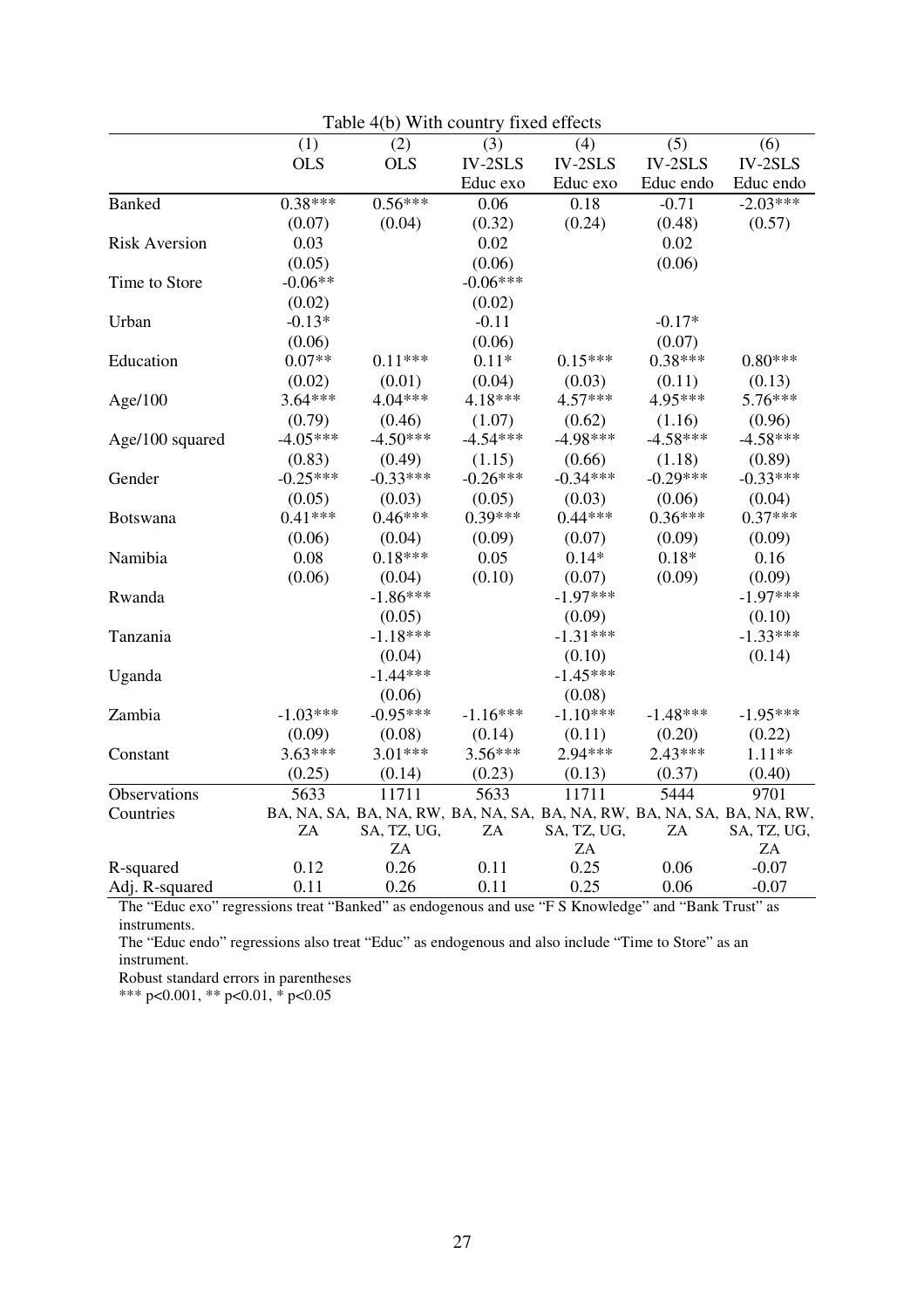Table 4(b) With country fixed effects

| | (1) | (2) | (3) | (4) | (5) | (6) |
|---|---|---|---|---|---|---|
| | OLS | OLS | IV-2SLS | IV-2SLS | IV-2SLS | IV-2SLS |
| | | | Educ exo | Educ exo | Educ endo | Educ endo |
| Banked | 0.38*** | 0.56*** | 0.06 | 0.18 | -0.71 | -2.03*** |
| | (0.07) | (0.04) | (0.32) | (0.24) | (0.48) | (0.57) |
| Risk Aversion | 0.03 | | 0.02 | | 0.02 | |
| | (0.05) | | (0.06) | | (0.06) | |
| Time to Store | -0.06** | | -0.06*** | | | |
| | (0.02) | | (0.02) | | | |
| Urban | -0.13* | | -0.11 | | -0.17* | |
| | (0.06) | | (0.06) | | (0.07) | |
| Education | 0.07** | 0.11*** | 0.11* | 0.15*** | 0.38*** | 0.80*** |
| | (0.02) | (0.01) | (0.04) | (0.03) | (0.11) | (0.13) |
| Age/100 | 3.64*** | 4.04*** | 4.18*** | 4.57*** | 4.95*** | 5.76*** |
| | (0.79) | (0.46) | (1.07) | (0.62) | (1.16) | (0.96) |
| Age/100 squared | -4.05*** | -4.50*** | -4.54*** | -4.98*** | -4.58*** | -4.58*** |
| | (0.83) | (0.49) | (1.15) | (0.66) | (1.18) | (0.89) |
| Gender | -0.25*** | -0.33*** | -0.26*** | -0.34*** | -0.29*** | -0.33*** |
| | (0.05) | (0.03) | (0.05) | (0.03) | (0.06) | (0.04) |
| Botswana | 0.41*** | 0.46*** | 0.39*** | 0.44*** | 0.36*** | 0.37*** |
| | (0.06) | (0.04) | (0.09) | (0.07) | (0.09) | (0.09) |
| Namibia | 0.08 | 0.18*** | 0.05 | 0.14* | 0.18* | 0.16 |
| | (0.06) | (0.04) | (0.10) | (0.07) | (0.09) | (0.09) |
| Rwanda | | -1.86*** | | -1.97*** | | -1.97*** |
| | | (0.05) | | (0.09) | | (0.10) |
| Tanzania | | -1.18*** | | -1.31*** | | -1.33*** |
| | | (0.04) | | (0.10) | | (0.14) |
| Uganda | | -1.44*** | | -1.45*** | | |
| | | (0.06) | | (0.08) | | |
| Zambia | -1.03*** | -0.95*** | -1.16*** | -1.10*** | -1.48*** | -1.95*** |
| | (0.09) | (0.08) | (0.14) | (0.11) | (0.20) | (0.22) |
| Constant | 3.63*** | 3.01*** | 3.56*** | 2.94*** | 2.43*** | 1.11** |
| | (0.25) | (0.14) | (0.23) | (0.13) | (0.37) | (0.40) |
| Observations | 5633 | 11711 | 5633 | 11711 | 5444 | 9701 |
| Countries | BA, NA, SA, ZA | BA, NA, RW, SA, TZ, UG, ZA | BA, NA, SA, ZA | BA, NA, RW, SA, TZ, UG, ZA | BA, NA, SA, ZA | BA, NA, RW, SA, TZ, UG, ZA |
| R-squared | 0.12 | 0.26 | 0.11 | 0.25 | 0.06 | -0.07 |
| Adj. R-squared | 0.11 | 0.26 | 0.11 | 0.25 | 0.06 | -0.07 |

The "Educ exo" regressions treat "Banked" as endogenous and use "F S Knowledge" and "Bank Trust" as instruments.

The "Educ endo" regressions also treat "Educ" as endogenous and also include "Time to Store" as an instrument.

Robust standard errors in parentheses

*** $p<0.001$, ** $p<0.01$, * $p<0.05$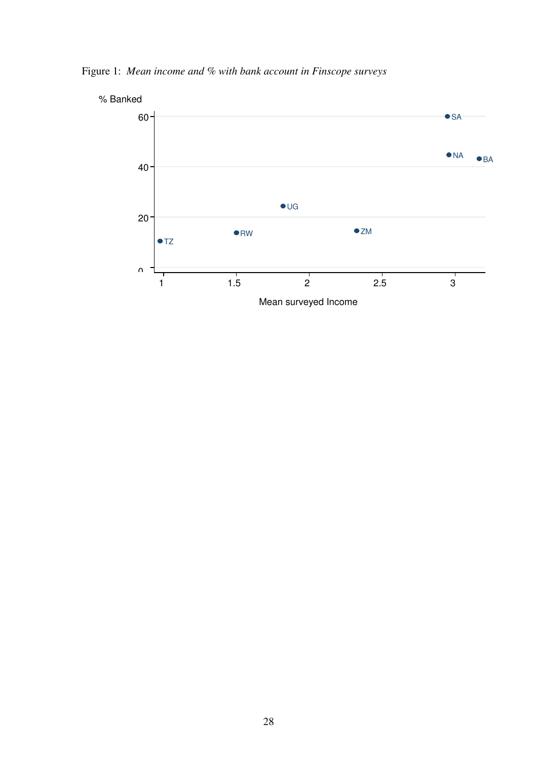Figure 1: *Mean income and % with bank account in Finscope surveys*

% Banked

60
40
20
0

SA
NA
BA
UG
ZM
RW
TZ

1
1.5
2
2.5
3

Mean surveyed Income